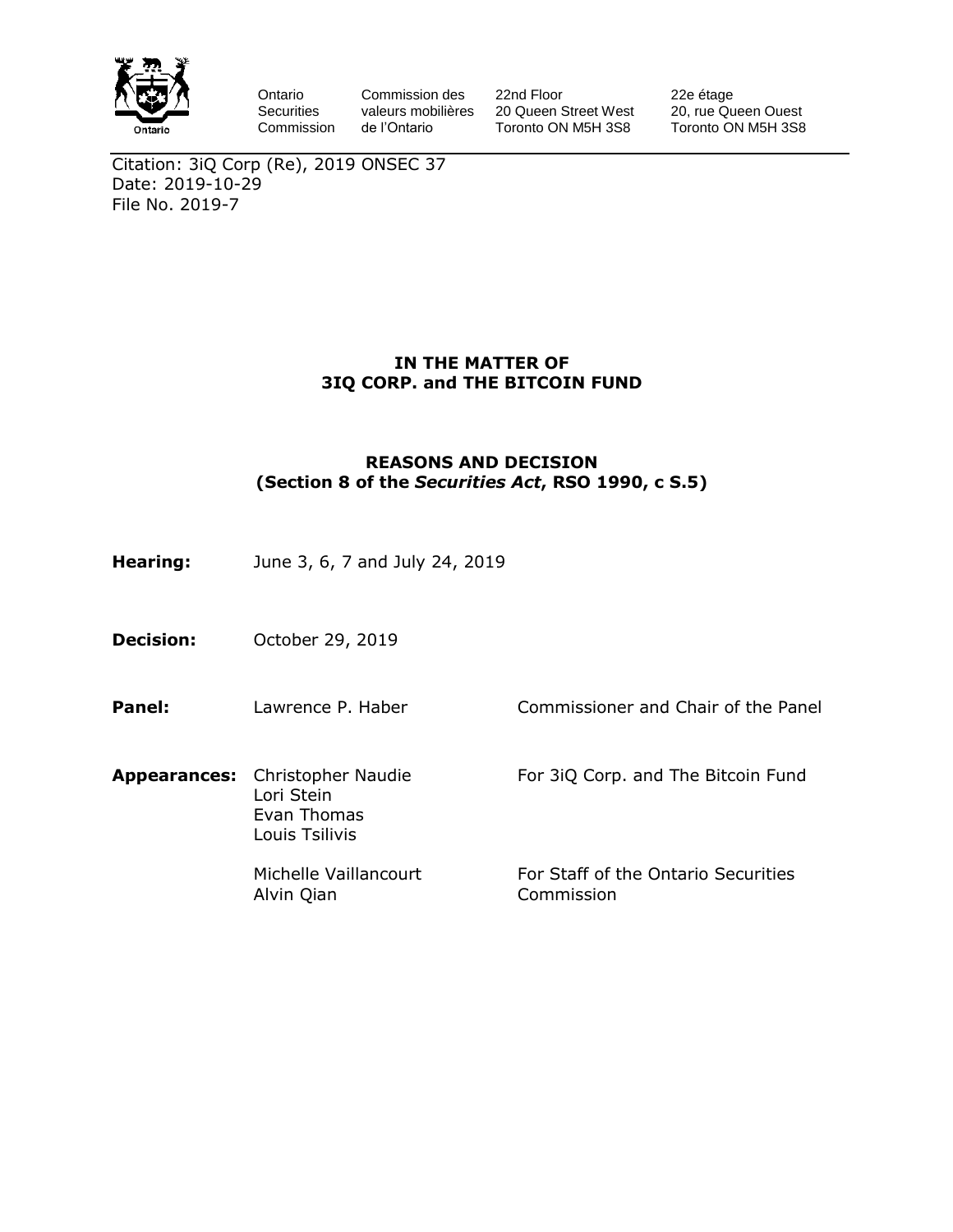Ontario Securities Commission | Commission des valeurs mobilières de l'Ontario | 22nd Floor, 20 Queen Street West, Toronto ON M5H 3S8 | 22e étage, 20, rue Queen Ouest, Toronto ON M5H 3S8

Citation: 3iQ Corp (Re), 2019 ONSEC 37
Date: 2019-10-29
File No. 2019-7

**IN THE MATTER OF**
**3IQ CORP. and THE BITCOIN FUND**

**REASONS AND DECISION**
**(Section 8 of the *Securities Act*, RSO 1990, c S.5)**

**Hearing:** June 3, 6, 7 and July 24, 2019

**Decision:** October 29, 2019

**Panel:** Lawrence P. Haber — Commissioner and Chair of the Panel

**Appearances:**

Christopher Naudie, Lori Stein, Evan Thomas, Louis Tsilivis — For 3iQ Corp. and The Bitcoin Fund

Michelle Vaillancourt, Alvin Qian — For Staff of the Ontario Securities Commission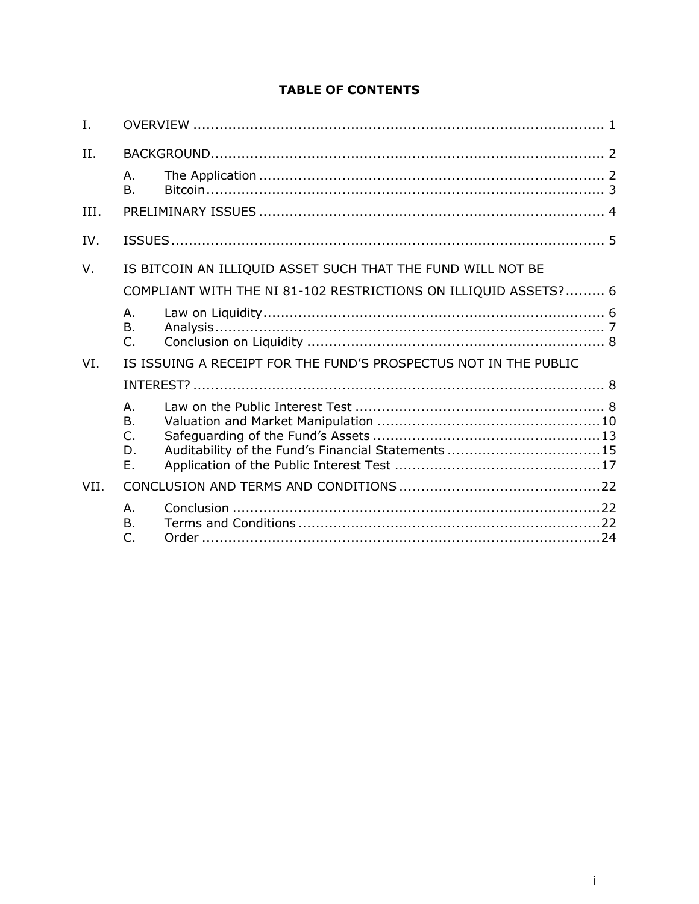# TABLE OF CONTENTS

I. OVERVIEW ............................................................................................. 1

II. BACKGROUND......................................................................................... 2

- A. The Application ............................................................................... 2
- B. Bitcoin............................................................................................ 3

III. PRELIMINARY ISSUES .............................................................................. 4

IV. ISSUES .................................................................................................. 5

V. IS BITCOIN AN ILLIQUID ASSET SUCH THAT THE FUND WILL NOT BE COMPLIANT WITH THE NI 81-102 RESTRICTIONS ON ILLIQUID ASSETS?......... 6

- A. Law on Liquidity.............................................................................. 6
- B. Analysis.......................................................................................... 7
- C. Conclusion on Liquidity .................................................................... 8

VI. IS ISSUING A RECEIPT FOR THE FUND'S PROSPECTUS NOT IN THE PUBLIC INTEREST? ............................................................................................. 8

- A. Law on the Public Interest Test ......................................................... 8
- B. Valuation and Market Manipulation ...................................................10
- C. Safeguarding of the Fund's Assets ....................................................13
- D. Auditability of the Fund's Financial Statements ...................................15
- E. Application of the Public Interest Test ...............................................17

VII. CONCLUSION AND TERMS AND CONDITIONS ..............................................22

- A. Conclusion ....................................................................................22
- B. Terms and Conditions .....................................................................22
- C. Order ...........................................................................................24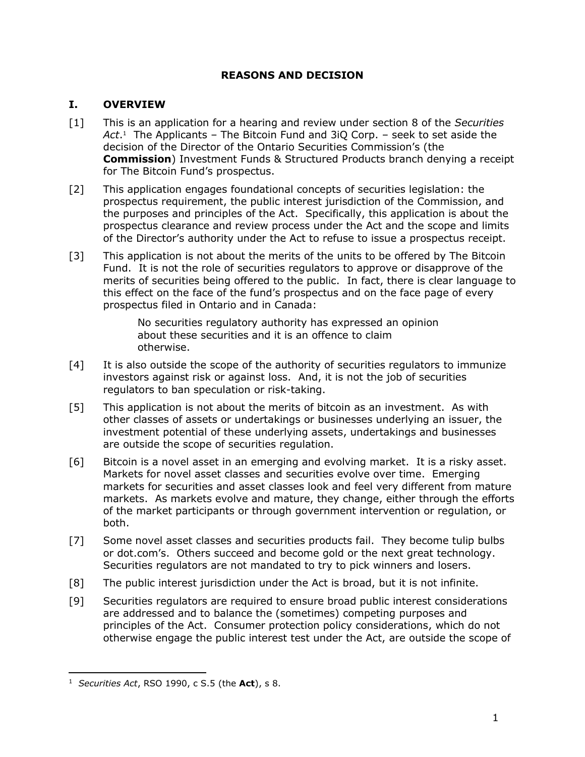## REASONS AND DECISION

## I. OVERVIEW

[1] This is an application for a hearing and review under section 8 of the *Securities Act*.[1] The Applicants – The Bitcoin Fund and 3iQ Corp. – seek to set aside the decision of the Director of the Ontario Securities Commission's (the **Commission**) Investment Funds & Structured Products branch denying a receipt for The Bitcoin Fund's prospectus.

[2] This application engages foundational concepts of securities legislation: the prospectus requirement, the public interest jurisdiction of the Commission, and the purposes and principles of the Act. Specifically, this application is about the prospectus clearance and review process under the Act and the scope and limits of the Director's authority under the Act to refuse to issue a prospectus receipt.

[3] This application is not about the merits of the units to be offered by The Bitcoin Fund. It is not the role of securities regulators to approve or disapprove of the merits of securities being offered to the public. In fact, there is clear language to this effect on the face of the fund's prospectus and on the face page of every prospectus filed in Ontario and in Canada:

> No securities regulatory authority has expressed an opinion about these securities and it is an offence to claim otherwise.

[4] It is also outside the scope of the authority of securities regulators to immunize investors against risk or against loss. And, it is not the job of securities regulators to ban speculation or risk-taking.

[5] This application is not about the merits of bitcoin as an investment. As with other classes of assets or undertakings or businesses underlying an issuer, the investment potential of these underlying assets, undertakings and businesses are outside the scope of securities regulation.

[6] Bitcoin is a novel asset in an emerging and evolving market. It is a risky asset. Markets for novel asset classes and securities evolve over time. Emerging markets for securities and asset classes look and feel very different from mature markets. As markets evolve and mature, they change, either through the efforts of the market participants or through government intervention or regulation, or both.

[7] Some novel asset classes and securities products fail. They become tulip bulbs or dot.com's. Others succeed and become gold or the next great technology. Securities regulators are not mandated to try to pick winners and losers.

[8] The public interest jurisdiction under the Act is broad, but it is not infinite.

[9] Securities regulators are required to ensure broad public interest considerations are addressed and to balance the (sometimes) competing purposes and principles of the Act. Consumer protection policy considerations, which do not otherwise engage the public interest test under the Act, are outside the scope of

---

[1] *Securities Act*, RSO 1990, c S.5 (the **Act**), s 8.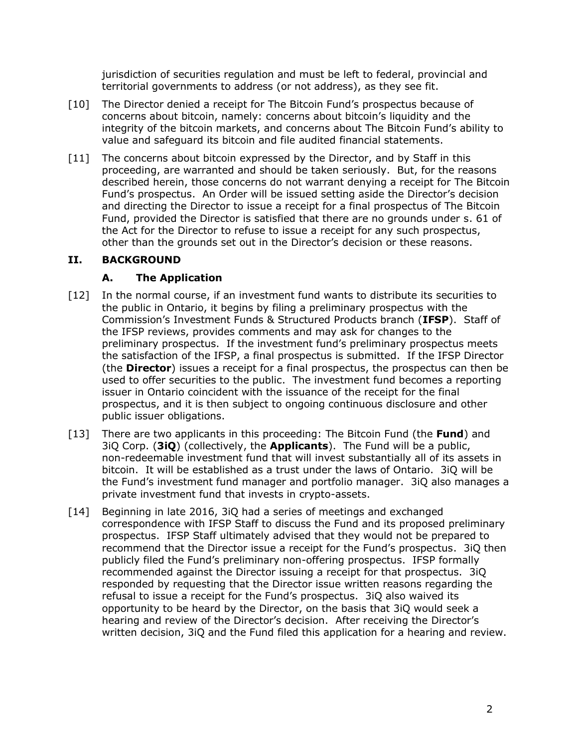jurisdiction of securities regulation and must be left to federal, provincial and territorial governments to address (or not address), as they see fit.

[10] The Director denied a receipt for The Bitcoin Fund's prospectus because of concerns about bitcoin, namely: concerns about bitcoin's liquidity and the integrity of the bitcoin markets, and concerns about The Bitcoin Fund's ability to value and safeguard its bitcoin and file audited financial statements.

[11] The concerns about bitcoin expressed by the Director, and by Staff in this proceeding, are warranted and should be taken seriously. But, for the reasons described herein, those concerns do not warrant denying a receipt for The Bitcoin Fund's prospectus. An Order will be issued setting aside the Director's decision and directing the Director to issue a receipt for a final prospectus of The Bitcoin Fund, provided the Director is satisfied that there are no grounds under s. 61 of the Act for the Director to refuse to issue a receipt for any such prospectus, other than the grounds set out in the Director's decision or these reasons.

## II. BACKGROUND

### A. The Application

[12] In the normal course, if an investment fund wants to distribute its securities to the public in Ontario, it begins by filing a preliminary prospectus with the Commission's Investment Funds & Structured Products branch (**IFSP**). Staff of the IFSP reviews, provides comments and may ask for changes to the preliminary prospectus. If the investment fund's preliminary prospectus meets the satisfaction of the IFSP, a final prospectus is submitted. If the IFSP Director (the **Director**) issues a receipt for a final prospectus, the prospectus can then be used to offer securities to the public. The investment fund becomes a reporting issuer in Ontario coincident with the issuance of the receipt for the final prospectus, and it is then subject to ongoing continuous disclosure and other public issuer obligations.

[13] There are two applicants in this proceeding: The Bitcoin Fund (the **Fund**) and 3iQ Corp. (**3iQ**) (collectively, the **Applicants**). The Fund will be a public, non-redeemable investment fund that will invest substantially all of its assets in bitcoin. It will be established as a trust under the laws of Ontario. 3iQ will be the Fund's investment fund manager and portfolio manager. 3iQ also manages a private investment fund that invests in crypto-assets.

[14] Beginning in late 2016, 3iQ had a series of meetings and exchanged correspondence with IFSP Staff to discuss the Fund and its proposed preliminary prospectus. IFSP Staff ultimately advised that they would not be prepared to recommend that the Director issue a receipt for the Fund's prospectus. 3iQ then publicly filed the Fund's preliminary non-offering prospectus. IFSP formally recommended against the Director issuing a receipt for that prospectus. 3iQ responded by requesting that the Director issue written reasons regarding the refusal to issue a receipt for the Fund's prospectus. 3iQ also waived its opportunity to be heard by the Director, on the basis that 3iQ would seek a hearing and review of the Director's decision. After receiving the Director's written decision, 3iQ and the Fund filed this application for a hearing and review.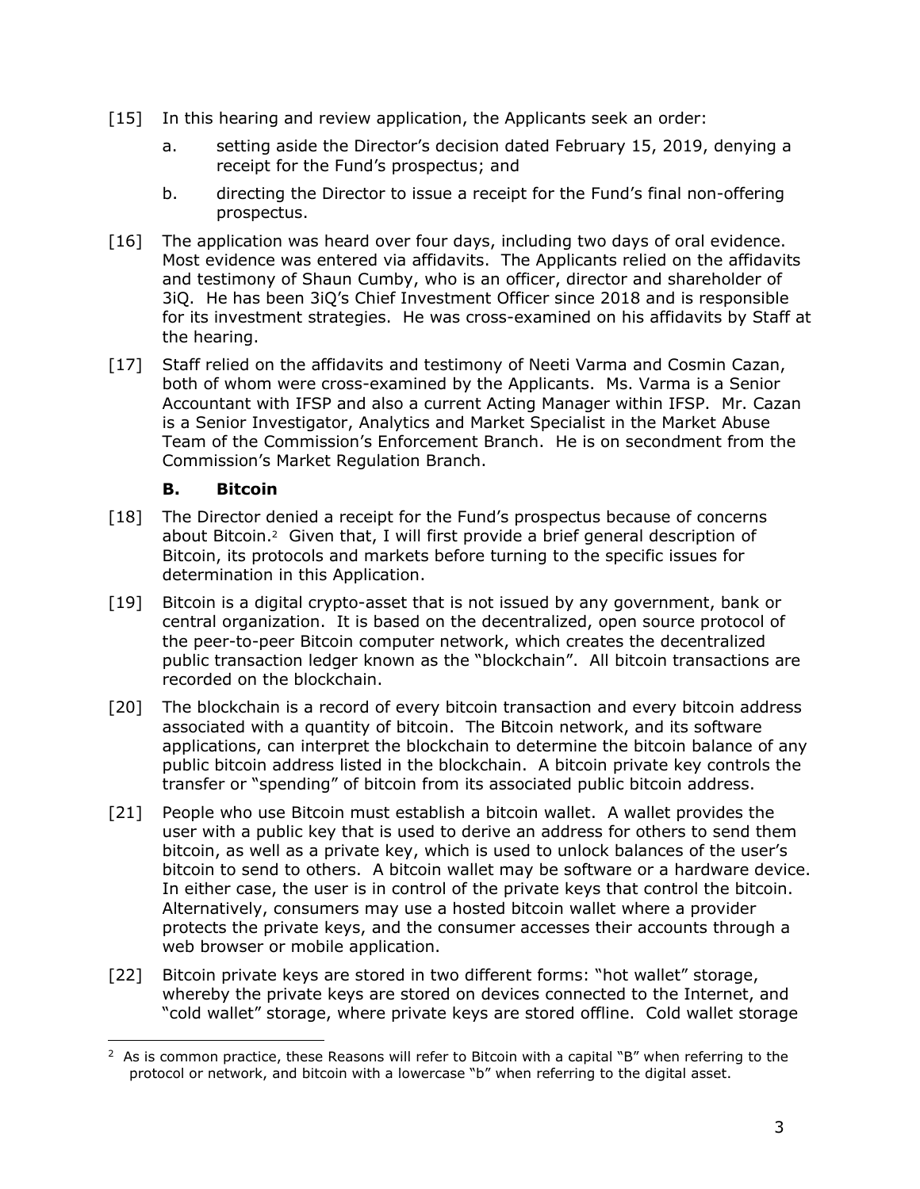[15] In this hearing and review application, the Applicants seek an order:

a. setting aside the Director's decision dated February 15, 2019, denying a receipt for the Fund's prospectus; and

b. directing the Director to issue a receipt for the Fund's final non-offering prospectus.

[16] The application was heard over four days, including two days of oral evidence. Most evidence was entered via affidavits. The Applicants relied on the affidavits and testimony of Shaun Cumby, who is an officer, director and shareholder of 3iQ. He has been 3iQ's Chief Investment Officer since 2018 and is responsible for its investment strategies. He was cross-examined on his affidavits by Staff at the hearing.

[17] Staff relied on the affidavits and testimony of Neeti Varma and Cosmin Cazan, both of whom were cross-examined by the Applicants. Ms. Varma is a Senior Accountant with IFSP and also a current Acting Manager within IFSP. Mr. Cazan is a Senior Investigator, Analytics and Market Specialist in the Market Abuse Team of the Commission's Enforcement Branch. He is on secondment from the Commission's Market Regulation Branch.

### B. Bitcoin

[18] The Director denied a receipt for the Fund's prospectus because of concerns about Bitcoin.[2] Given that, I will first provide a brief general description of Bitcoin, its protocols and markets before turning to the specific issues for determination in this Application.

[19] Bitcoin is a digital crypto-asset that is not issued by any government, bank or central organization. It is based on the decentralized, open source protocol of the peer-to-peer Bitcoin computer network, which creates the decentralized public transaction ledger known as the "blockchain". All bitcoin transactions are recorded on the blockchain.

[20] The blockchain is a record of every bitcoin transaction and every bitcoin address associated with a quantity of bitcoin. The Bitcoin network, and its software applications, can interpret the blockchain to determine the bitcoin balance of any public bitcoin address listed in the blockchain. A bitcoin private key controls the transfer or "spending" of bitcoin from its associated public bitcoin address.

[21] People who use Bitcoin must establish a bitcoin wallet. A wallet provides the user with a public key that is used to derive an address for others to send them bitcoin, as well as a private key, which is used to unlock balances of the user's bitcoin to send to others. A bitcoin wallet may be software or a hardware device. In either case, the user is in control of the private keys that control the bitcoin. Alternatively, consumers may use a hosted bitcoin wallet where a provider protects the private keys, and the consumer accesses their accounts through a web browser or mobile application.

[22] Bitcoin private keys are stored in two different forms: "hot wallet" storage, whereby the private keys are stored on devices connected to the Internet, and "cold wallet" storage, where private keys are stored offline. Cold wallet storage

---

[2] As is common practice, these Reasons will refer to Bitcoin with a capital "B" when referring to the protocol or network, and bitcoin with a lowercase "b" when referring to the digital asset.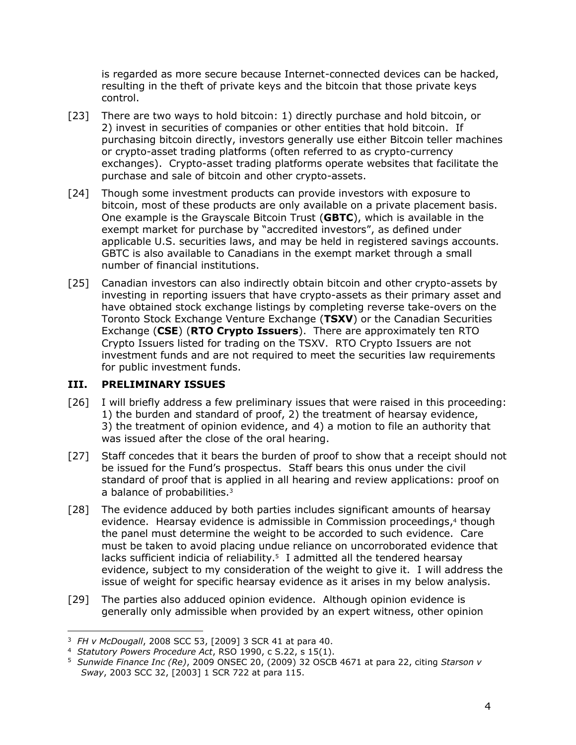is regarded as more secure because Internet-connected devices can be hacked, resulting in the theft of private keys and the bitcoin that those private keys control.

[23] There are two ways to hold bitcoin: 1) directly purchase and hold bitcoin, or 2) invest in securities of companies or other entities that hold bitcoin. If purchasing bitcoin directly, investors generally use either Bitcoin teller machines or crypto-asset trading platforms (often referred to as crypto-currency exchanges). Crypto-asset trading platforms operate websites that facilitate the purchase and sale of bitcoin and other crypto-assets.

[24] Though some investment products can provide investors with exposure to bitcoin, most of these products are only available on a private placement basis. One example is the Grayscale Bitcoin Trust (**GBTC**), which is available in the exempt market for purchase by "accredited investors", as defined under applicable U.S. securities laws, and may be held in registered savings accounts. GBTC is also available to Canadians in the exempt market through a small number of financial institutions.

[25] Canadian investors can also indirectly obtain bitcoin and other crypto-assets by investing in reporting issuers that have crypto-assets as their primary asset and have obtained stock exchange listings by completing reverse take-overs on the Toronto Stock Exchange Venture Exchange (**TSXV**) or the Canadian Securities Exchange (**CSE**) (**RTO Crypto Issuers**). There are approximately ten RTO Crypto Issuers listed for trading on the TSXV. RTO Crypto Issuers are not investment funds and are not required to meet the securities law requirements for public investment funds.

## III. PRELIMINARY ISSUES

[26] I will briefly address a few preliminary issues that were raised in this proceeding: 1) the burden and standard of proof, 2) the treatment of hearsay evidence, 3) the treatment of opinion evidence, and 4) a motion to file an authority that was issued after the close of the oral hearing.

[27] Staff concedes that it bears the burden of proof to show that a receipt should not be issued for the Fund's prospectus. Staff bears this onus under the civil standard of proof that is applied in all hearing and review applications: proof on a balance of probabilities.[3]

[28] The evidence adduced by both parties includes significant amounts of hearsay evidence. Hearsay evidence is admissible in Commission proceedings,[4] though the panel must determine the weight to be accorded to such evidence. Care must be taken to avoid placing undue reliance on uncorroborated evidence that lacks sufficient indicia of reliability.[5] I admitted all the tendered hearsay evidence, subject to my consideration of the weight to give it. I will address the issue of weight for specific hearsay evidence as it arises in my below analysis.

[29] The parties also adduced opinion evidence. Although opinion evidence is generally only admissible when provided by an expert witness, other opinion

---

[3] *FH v McDougall*, 2008 SCC 53, [2009] 3 SCR 41 at para 40.

[4] *Statutory Powers Procedure Act*, RSO 1990, c S.22, s 15(1).

[5] *Sunwide Finance Inc (Re)*, 2009 ONSEC 20, (2009) 32 OSCB 4671 at para 22, citing *Starson v Sway*, 2003 SCC 32, [2003] 1 SCR 722 at para 115.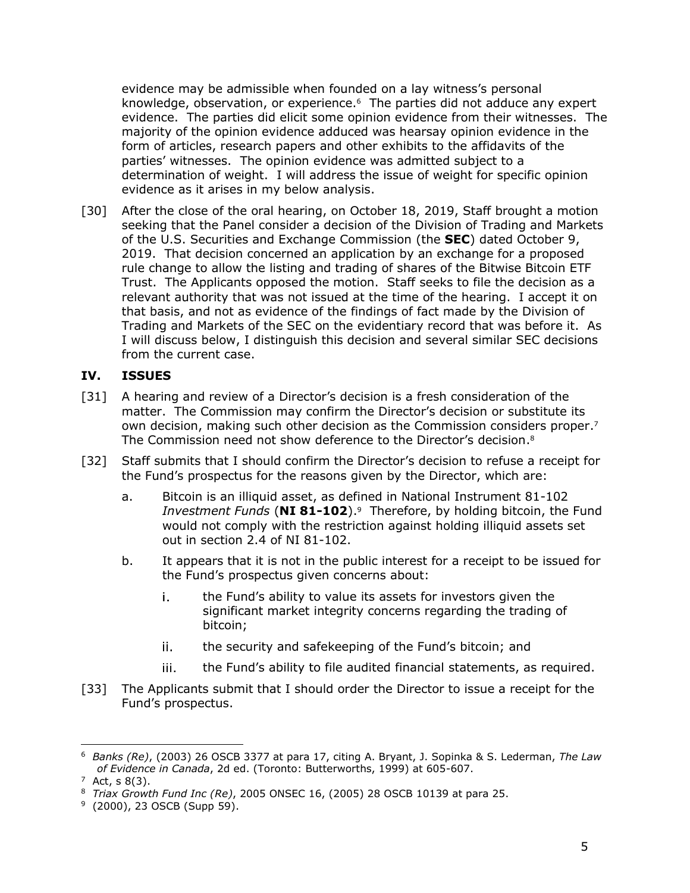evidence may be admissible when founded on a lay witness's personal knowledge, observation, or experience.[6] The parties did not adduce any expert evidence. The parties did elicit some opinion evidence from their witnesses. The majority of the opinion evidence adduced was hearsay opinion evidence in the form of articles, research papers and other exhibits to the affidavits of the parties' witnesses. The opinion evidence was admitted subject to a determination of weight. I will address the issue of weight for specific opinion evidence as it arises in my below analysis.

[30] After the close of the oral hearing, on October 18, 2019, Staff brought a motion seeking that the Panel consider a decision of the Division of Trading and Markets of the U.S. Securities and Exchange Commission (the **SEC**) dated October 9, 2019. That decision concerned an application by an exchange for a proposed rule change to allow the listing and trading of shares of the Bitwise Bitcoin ETF Trust. The Applicants opposed the motion. Staff seeks to file the decision as a relevant authority that was not issued at the time of the hearing. I accept it on that basis, and not as evidence of the findings of fact made by the Division of Trading and Markets of the SEC on the evidentiary record that was before it. As I will discuss below, I distinguish this decision and several similar SEC decisions from the current case.

## IV. ISSUES

[31] A hearing and review of a Director's decision is a fresh consideration of the matter. The Commission may confirm the Director's decision or substitute its own decision, making such other decision as the Commission considers proper.[7] The Commission need not show deference to the Director's decision.[8]

[32] Staff submits that I should confirm the Director's decision to refuse a receipt for the Fund's prospectus for the reasons given by the Director, which are:

a. Bitcoin is an illiquid asset, as defined in National Instrument 81-102 *Investment Funds* (**NI 81-102**).[9] Therefore, by holding bitcoin, the Fund would not comply with the restriction against holding illiquid assets set out in section 2.4 of NI 81-102.

b. It appears that it is not in the public interest for a receipt to be issued for the Fund's prospectus given concerns about:

i. the Fund's ability to value its assets for investors given the significant market integrity concerns regarding the trading of bitcoin;

ii. the security and safekeeping of the Fund's bitcoin; and

iii. the Fund's ability to file audited financial statements, as required.

[33] The Applicants submit that I should order the Director to issue a receipt for the Fund's prospectus.

---

[6] *Banks (Re)*, (2003) 26 OSCB 3377 at para 17, citing A. Bryant, J. Sopinka & S. Lederman, *The Law of Evidence in Canada*, 2d ed. (Toronto: Butterworths, 1999) at 605-607.

[7] Act, s 8(3).

[8] *Triax Growth Fund Inc (Re)*, 2005 ONSEC 16, (2005) 28 OSCB 10139 at para 25.

[9] (2000), 23 OSCB (Supp 59).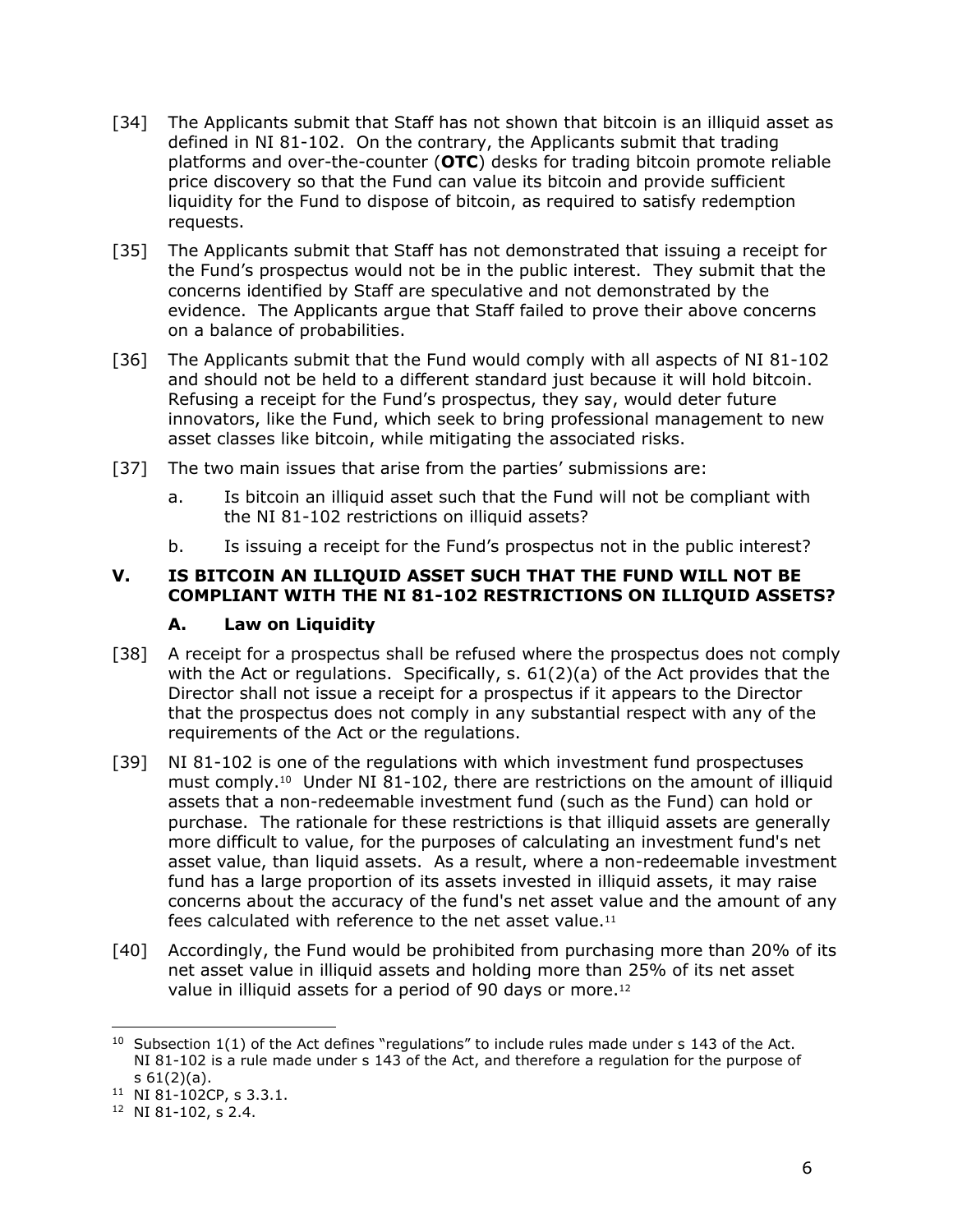[34] The Applicants submit that Staff has not shown that bitcoin is an illiquid asset as defined in NI 81-102. On the contrary, the Applicants submit that trading platforms and over-the-counter (**OTC**) desks for trading bitcoin promote reliable price discovery so that the Fund can value its bitcoin and provide sufficient liquidity for the Fund to dispose of bitcoin, as required to satisfy redemption requests.

[35] The Applicants submit that Staff has not demonstrated that issuing a receipt for the Fund's prospectus would not be in the public interest. They submit that the concerns identified by Staff are speculative and not demonstrated by the evidence. The Applicants argue that Staff failed to prove their above concerns on a balance of probabilities.

[36] The Applicants submit that the Fund would comply with all aspects of NI 81-102 and should not be held to a different standard just because it will hold bitcoin. Refusing a receipt for the Fund's prospectus, they say, would deter future innovators, like the Fund, which seek to bring professional management to new asset classes like bitcoin, while mitigating the associated risks.

[37] The two main issues that arise from the parties' submissions are:

a. Is bitcoin an illiquid asset such that the Fund will not be compliant with the NI 81-102 restrictions on illiquid assets?

b. Is issuing a receipt for the Fund's prospectus not in the public interest?

## V. IS BITCOIN AN ILLIQUID ASSET SUCH THAT THE FUND WILL NOT BE COMPLIANT WITH THE NI 81-102 RESTRICTIONS ON ILLIQUID ASSETS?

### A. Law on Liquidity

[38] A receipt for a prospectus shall be refused where the prospectus does not comply with the Act or regulations. Specifically, s. 61(2)(a) of the Act provides that the Director shall not issue a receipt for a prospectus if it appears to the Director that the prospectus does not comply in any substantial respect with any of the requirements of the Act or the regulations.

[39] NI 81-102 is one of the regulations with which investment fund prospectuses must comply.[10] Under NI 81-102, there are restrictions on the amount of illiquid assets that a non-redeemable investment fund (such as the Fund) can hold or purchase. The rationale for these restrictions is that illiquid assets are generally more difficult to value, for the purposes of calculating an investment fund's net asset value, than liquid assets. As a result, where a non-redeemable investment fund has a large proportion of its assets invested in illiquid assets, it may raise concerns about the accuracy of the fund's net asset value and the amount of any fees calculated with reference to the net asset value.[11]

[40] Accordingly, the Fund would be prohibited from purchasing more than 20% of its net asset value in illiquid assets and holding more than 25% of its net asset value in illiquid assets for a period of 90 days or more.[12]

---

[10] Subsection 1(1) of the Act defines "regulations" to include rules made under s 143 of the Act. NI 81-102 is a rule made under s 143 of the Act, and therefore a regulation for the purpose of s 61(2)(a).

[11] NI 81-102CP, s 3.3.1.

[12] NI 81-102, s 2.4.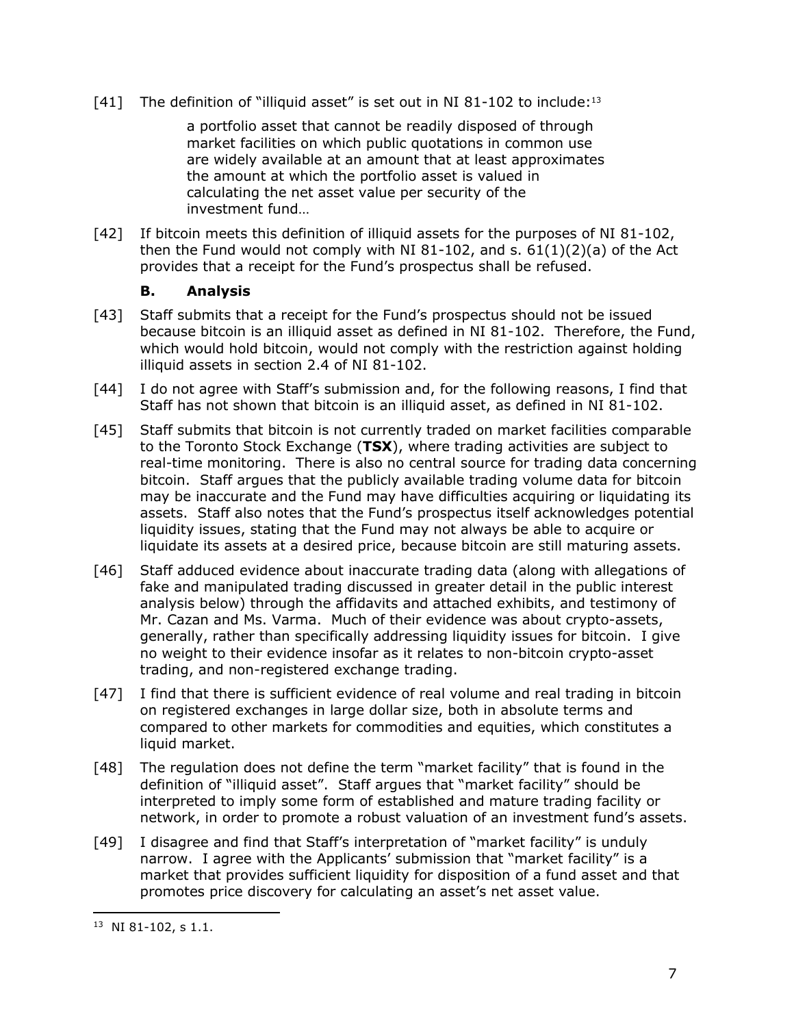[41] The definition of "illiquid asset" is set out in NI 81-102 to include:[13]

> a portfolio asset that cannot be readily disposed of through market facilities on which public quotations in common use are widely available at an amount that at least approximates the amount at which the portfolio asset is valued in calculating the net asset value per security of the investment fund…

[42] If bitcoin meets this definition of illiquid assets for the purposes of NI 81-102, then the Fund would not comply with NI 81-102, and s. 61(1)(2)(a) of the Act provides that a receipt for the Fund's prospectus shall be refused.

### B. Analysis

[43] Staff submits that a receipt for the Fund's prospectus should not be issued because bitcoin is an illiquid asset as defined in NI 81-102. Therefore, the Fund, which would hold bitcoin, would not comply with the restriction against holding illiquid assets in section 2.4 of NI 81-102.

[44] I do not agree with Staff's submission and, for the following reasons, I find that Staff has not shown that bitcoin is an illiquid asset, as defined in NI 81-102.

[45] Staff submits that bitcoin is not currently traded on market facilities comparable to the Toronto Stock Exchange (**TSX**), where trading activities are subject to real-time monitoring. There is also no central source for trading data concerning bitcoin. Staff argues that the publicly available trading volume data for bitcoin may be inaccurate and the Fund may have difficulties acquiring or liquidating its assets. Staff also notes that the Fund's prospectus itself acknowledges potential liquidity issues, stating that the Fund may not always be able to acquire or liquidate its assets at a desired price, because bitcoin are still maturing assets.

[46] Staff adduced evidence about inaccurate trading data (along with allegations of fake and manipulated trading discussed in greater detail in the public interest analysis below) through the affidavits and attached exhibits, and testimony of Mr. Cazan and Ms. Varma. Much of their evidence was about crypto-assets, generally, rather than specifically addressing liquidity issues for bitcoin. I give no weight to their evidence insofar as it relates to non-bitcoin crypto-asset trading, and non-registered exchange trading.

[47] I find that there is sufficient evidence of real volume and real trading in bitcoin on registered exchanges in large dollar size, both in absolute terms and compared to other markets for commodities and equities, which constitutes a liquid market.

[48] The regulation does not define the term "market facility" that is found in the definition of "illiquid asset". Staff argues that "market facility" should be interpreted to imply some form of established and mature trading facility or network, in order to promote a robust valuation of an investment fund's assets.

[49] I disagree and find that Staff's interpretation of "market facility" is unduly narrow. I agree with the Applicants' submission that "market facility" is a market that provides sufficient liquidity for disposition of a fund asset and that promotes price discovery for calculating an asset's net asset value.

---

[13] NI 81-102, s 1.1.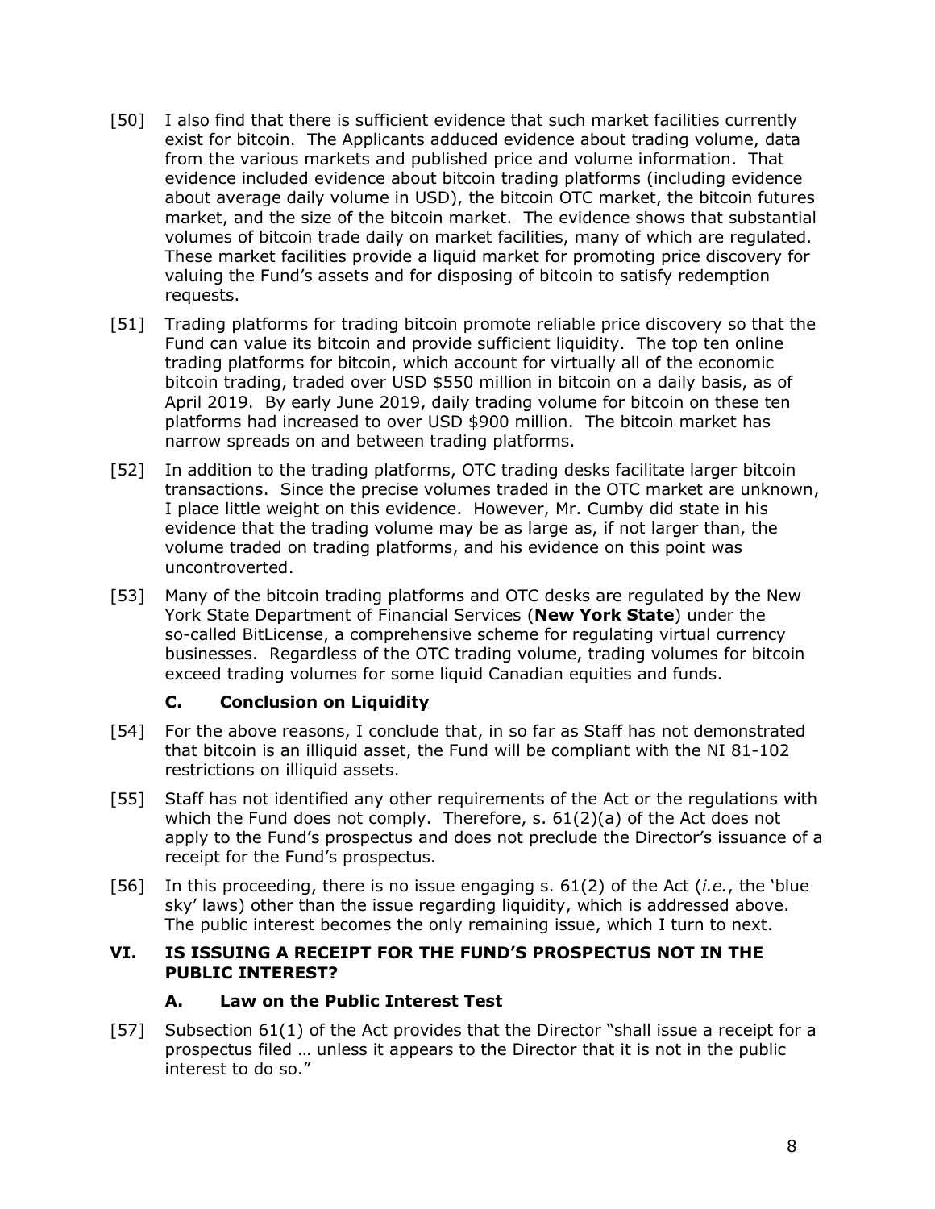[50] I also find that there is sufficient evidence that such market facilities currently exist for bitcoin. The Applicants adduced evidence about trading volume, data from the various markets and published price and volume information. That evidence included evidence about bitcoin trading platforms (including evidence about average daily volume in USD), the bitcoin OTC market, the bitcoin futures market, and the size of the bitcoin market. The evidence shows that substantial volumes of bitcoin trade daily on market facilities, many of which are regulated. These market facilities provide a liquid market for promoting price discovery for valuing the Fund's assets and for disposing of bitcoin to satisfy redemption requests.

[51] Trading platforms for trading bitcoin promote reliable price discovery so that the Fund can value its bitcoin and provide sufficient liquidity. The top ten online trading platforms for bitcoin, which account for virtually all of the economic bitcoin trading, traded over USD $550 million in bitcoin on a daily basis, as of April 2019. By early June 2019, daily trading volume for bitcoin on these ten platforms had increased to over USD $900 million. The bitcoin market has narrow spreads on and between trading platforms.

[52] In addition to the trading platforms, OTC trading desks facilitate larger bitcoin transactions. Since the precise volumes traded in the OTC market are unknown, I place little weight on this evidence. However, Mr. Cumby did state in his evidence that the trading volume may be as large as, if not larger than, the volume traded on trading platforms, and his evidence on this point was uncontroverted.

[53] Many of the bitcoin trading platforms and OTC desks are regulated by the New York State Department of Financial Services (**New York State**) under the so-called BitLicense, a comprehensive scheme for regulating virtual currency businesses. Regardless of the OTC trading volume, trading volumes for bitcoin exceed trading volumes for some liquid Canadian equities and funds.

### C. Conclusion on Liquidity

[54] For the above reasons, I conclude that, in so far as Staff has not demonstrated that bitcoin is an illiquid asset, the Fund will be compliant with the NI 81-102 restrictions on illiquid assets.

[55] Staff has not identified any other requirements of the Act or the regulations with which the Fund does not comply. Therefore, s. 61(2)(a) of the Act does not apply to the Fund's prospectus and does not preclude the Director's issuance of a receipt for the Fund's prospectus.

[56] In this proceeding, there is no issue engaging s. 61(2) of the Act (*i.e.*, the 'blue sky' laws) other than the issue regarding liquidity, which is addressed above. The public interest becomes the only remaining issue, which I turn to next.

## VI. IS ISSUING A RECEIPT FOR THE FUND'S PROSPECTUS NOT IN THE PUBLIC INTEREST?

### A. Law on the Public Interest Test

[57] Subsection 61(1) of the Act provides that the Director "shall issue a receipt for a prospectus filed … unless it appears to the Director that it is not in the public interest to do so."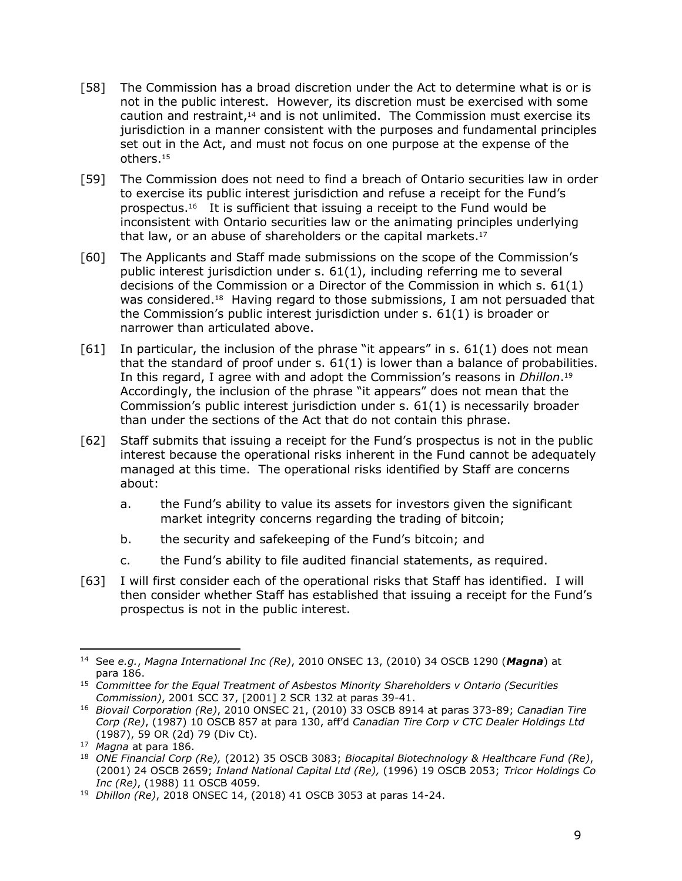[58] The Commission has a broad discretion under the Act to determine what is or is not in the public interest. However, its discretion must be exercised with some caution and restraint,[14] and is not unlimited. The Commission must exercise its jurisdiction in a manner consistent with the purposes and fundamental principles set out in the Act, and must not focus on one purpose at the expense of the others.[15]

[59] The Commission does not need to find a breach of Ontario securities law in order to exercise its public interest jurisdiction and refuse a receipt for the Fund's prospectus.[16] It is sufficient that issuing a receipt to the Fund would be inconsistent with Ontario securities law or the animating principles underlying that law, or an abuse of shareholders or the capital markets.[17]

[60] The Applicants and Staff made submissions on the scope of the Commission's public interest jurisdiction under s. 61(1), including referring me to several decisions of the Commission or a Director of the Commission in which s. 61(1) was considered.[18] Having regard to those submissions, I am not persuaded that the Commission's public interest jurisdiction under s. 61(1) is broader or narrower than articulated above.

[61] In particular, the inclusion of the phrase "it appears" in s. 61(1) does not mean that the standard of proof under s. 61(1) is lower than a balance of probabilities. In this regard, I agree with and adopt the Commission's reasons in *Dhillon*.[19] Accordingly, the inclusion of the phrase "it appears" does not mean that the Commission's public interest jurisdiction under s. 61(1) is necessarily broader than under the sections of the Act that do not contain this phrase.

[62] Staff submits that issuing a receipt for the Fund's prospectus is not in the public interest because the operational risks inherent in the Fund cannot be adequately managed at this time. The operational risks identified by Staff are concerns about:

a. the Fund's ability to value its assets for investors given the significant market integrity concerns regarding the trading of bitcoin;

b. the security and safekeeping of the Fund's bitcoin; and

c. the Fund's ability to file audited financial statements, as required.

[63] I will first consider each of the operational risks that Staff has identified. I will then consider whether Staff has established that issuing a receipt for the Fund's prospectus is not in the public interest.

---

[14] See *e.g.*, *Magna International Inc (Re)*, 2010 ONSEC 13, (2010) 34 OSCB 1290 (***Magna***) at para 186.

[15] *Committee for the Equal Treatment of Asbestos Minority Shareholders v Ontario (Securities Commission)*, 2001 SCC 37, [2001] 2 SCR 132 at paras 39-41.

[16] *Biovail Corporation (Re)*, 2010 ONSEC 21, (2010) 33 OSCB 8914 at paras 373-89; *Canadian Tire Corp (Re)*, (1987) 10 OSCB 857 at para 130, aff'd *Canadian Tire Corp v CTC Dealer Holdings Ltd* (1987), 59 OR (2d) 79 (Div Ct).

[17] *Magna* at para 186.

[18] *ONE Financial Corp (Re),* (2012) 35 OSCB 3083; *Biocapital Biotechnology & Healthcare Fund (Re)*, (2001) 24 OSCB 2659; *Inland National Capital Ltd (Re),* (1996) 19 OSCB 2053; *Tricor Holdings Co Inc (Re)*, (1988) 11 OSCB 4059.

[19] *Dhillon (Re)*, 2018 ONSEC 14, (2018) 41 OSCB 3053 at paras 14-24.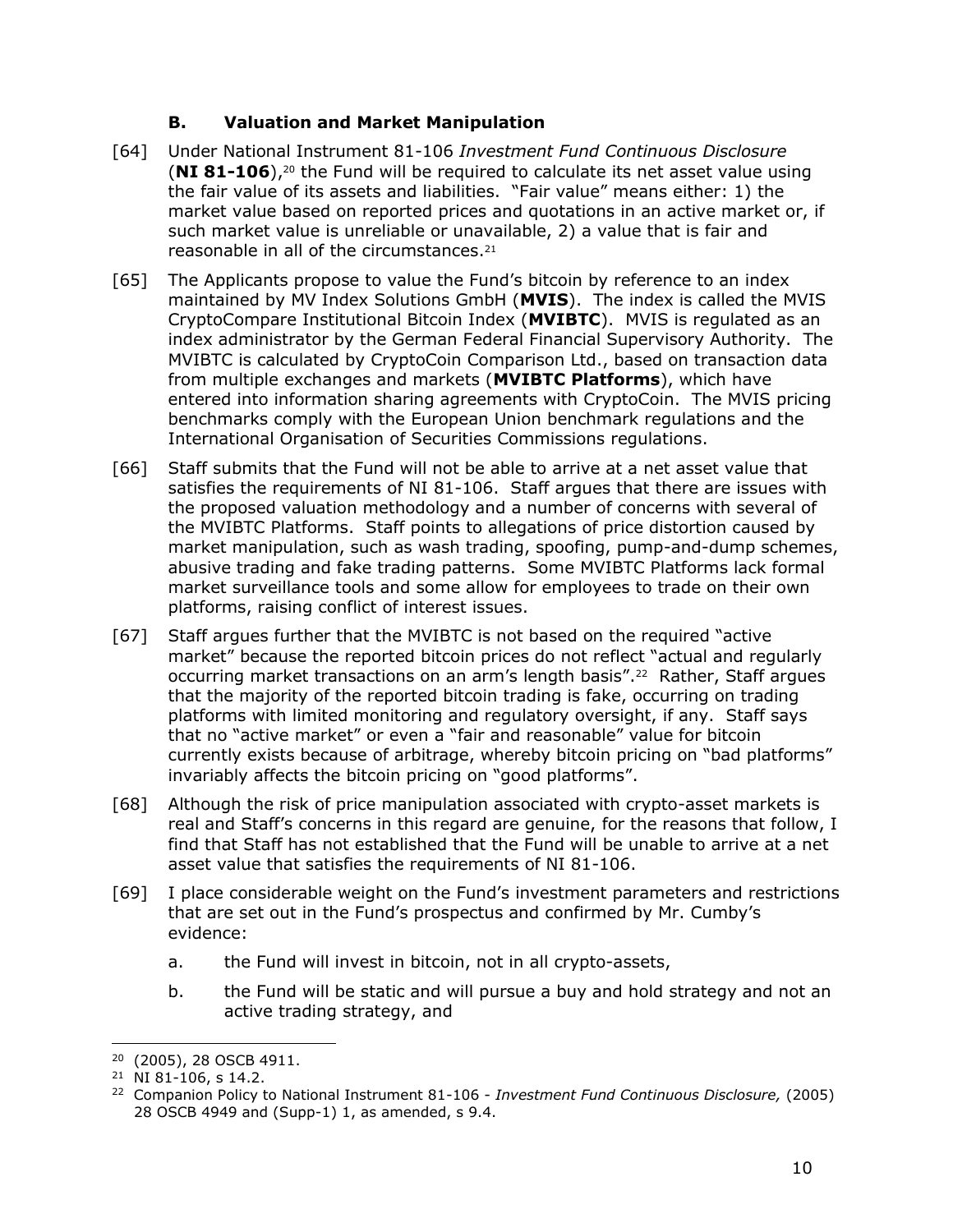### B. Valuation and Market Manipulation

[64] Under National Instrument 81-106 *Investment Fund Continuous Disclosure* (**NI 81-106**),[20] the Fund will be required to calculate its net asset value using the fair value of its assets and liabilities. "Fair value" means either: 1) the market value based on reported prices and quotations in an active market or, if such market value is unreliable or unavailable, 2) a value that is fair and reasonable in all of the circumstances.[21]

[65] The Applicants propose to value the Fund's bitcoin by reference to an index maintained by MV Index Solutions GmbH (**MVIS**). The index is called the MVIS CryptoCompare Institutional Bitcoin Index (**MVIBTC**). MVIS is regulated as an index administrator by the German Federal Financial Supervisory Authority. The MVIBTC is calculated by CryptoCoin Comparison Ltd., based on transaction data from multiple exchanges and markets (**MVIBTC Platforms**), which have entered into information sharing agreements with CryptoCoin. The MVIS pricing benchmarks comply with the European Union benchmark regulations and the International Organisation of Securities Commissions regulations.

[66] Staff submits that the Fund will not be able to arrive at a net asset value that satisfies the requirements of NI 81-106. Staff argues that there are issues with the proposed valuation methodology and a number of concerns with several of the MVIBTC Platforms. Staff points to allegations of price distortion caused by market manipulation, such as wash trading, spoofing, pump-and-dump schemes, abusive trading and fake trading patterns. Some MVIBTC Platforms lack formal market surveillance tools and some allow for employees to trade on their own platforms, raising conflict of interest issues.

[67] Staff argues further that the MVIBTC is not based on the required "active market" because the reported bitcoin prices do not reflect "actual and regularly occurring market transactions on an arm's length basis".[22] Rather, Staff argues that the majority of the reported bitcoin trading is fake, occurring on trading platforms with limited monitoring and regulatory oversight, if any. Staff says that no "active market" or even a "fair and reasonable" value for bitcoin currently exists because of arbitrage, whereby bitcoin pricing on "bad platforms" invariably affects the bitcoin pricing on "good platforms".

[68] Although the risk of price manipulation associated with crypto-asset markets is real and Staff's concerns in this regard are genuine, for the reasons that follow, I find that Staff has not established that the Fund will be unable to arrive at a net asset value that satisfies the requirements of NI 81-106.

[69] I place considerable weight on the Fund's investment parameters and restrictions that are set out in the Fund's prospectus and confirmed by Mr. Cumby's evidence:

a. the Fund will invest in bitcoin, not in all crypto-assets,

b. the Fund will be static and will pursue a buy and hold strategy and not an active trading strategy, and

---

[20] (2005), 28 OSCB 4911.

[21] NI 81-106, s 14.2.

[22] Companion Policy to National Instrument 81-106 - *Investment Fund Continuous Disclosure,* (2005) 28 OSCB 4949 and (Supp-1) 1, as amended, s 9.4.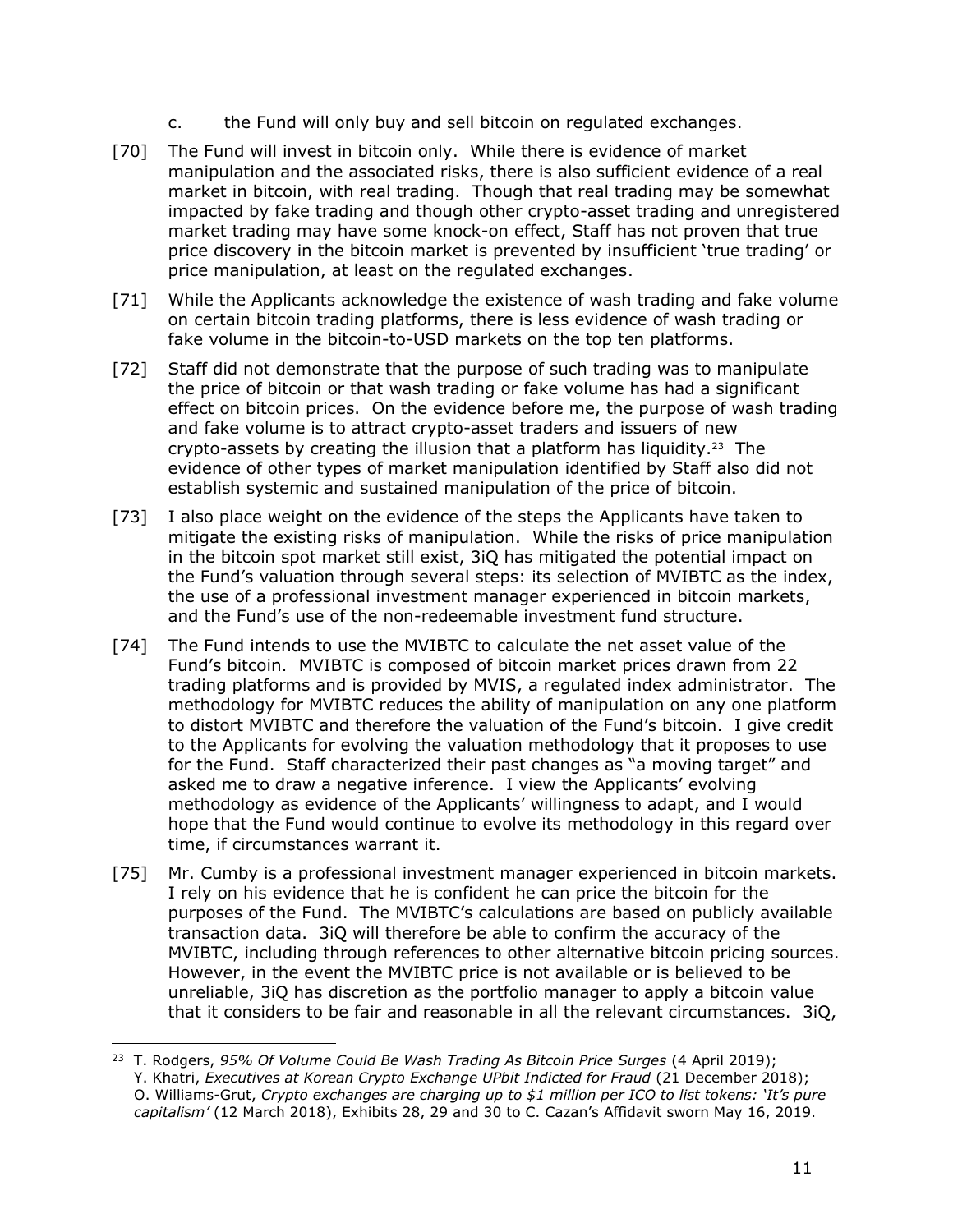c. the Fund will only buy and sell bitcoin on regulated exchanges.

[70] The Fund will invest in bitcoin only. While there is evidence of market manipulation and the associated risks, there is also sufficient evidence of a real market in bitcoin, with real trading. Though that real trading may be somewhat impacted by fake trading and though other crypto-asset trading and unregistered market trading may have some knock-on effect, Staff has not proven that true price discovery in the bitcoin market is prevented by insufficient 'true trading' or price manipulation, at least on the regulated exchanges.

[71] While the Applicants acknowledge the existence of wash trading and fake volume on certain bitcoin trading platforms, there is less evidence of wash trading or fake volume in the bitcoin-to-USD markets on the top ten platforms.

[72] Staff did not demonstrate that the purpose of such trading was to manipulate the price of bitcoin or that wash trading or fake volume has had a significant effect on bitcoin prices. On the evidence before me, the purpose of wash trading and fake volume is to attract crypto-asset traders and issuers of new crypto-assets by creating the illusion that a platform has liquidity.[23] The evidence of other types of market manipulation identified by Staff also did not establish systemic and sustained manipulation of the price of bitcoin.

[73] I also place weight on the evidence of the steps the Applicants have taken to mitigate the existing risks of manipulation. While the risks of price manipulation in the bitcoin spot market still exist, 3iQ has mitigated the potential impact on the Fund's valuation through several steps: its selection of MVIBTC as the index, the use of a professional investment manager experienced in bitcoin markets, and the Fund's use of the non-redeemable investment fund structure.

[74] The Fund intends to use the MVIBTC to calculate the net asset value of the Fund's bitcoin. MVIBTC is composed of bitcoin market prices drawn from 22 trading platforms and is provided by MVIS, a regulated index administrator. The methodology for MVIBTC reduces the ability of manipulation on any one platform to distort MVIBTC and therefore the valuation of the Fund's bitcoin. I give credit to the Applicants for evolving the valuation methodology that it proposes to use for the Fund. Staff characterized their past changes as "a moving target" and asked me to draw a negative inference. I view the Applicants' evolving methodology as evidence of the Applicants' willingness to adapt, and I would hope that the Fund would continue to evolve its methodology in this regard over time, if circumstances warrant it.

[75] Mr. Cumby is a professional investment manager experienced in bitcoin markets. I rely on his evidence that he is confident he can price the bitcoin for the purposes of the Fund. The MVIBTC's calculations are based on publicly available transaction data. 3iQ will therefore be able to confirm the accuracy of the MVIBTC, including through references to other alternative bitcoin pricing sources. However, in the event the MVIBTC price is not available or is believed to be unreliable, 3iQ has discretion as the portfolio manager to apply a bitcoin value that it considers to be fair and reasonable in all the relevant circumstances. 3iQ,

---

[23] T. Rodgers, *95% Of Volume Could Be Wash Trading As Bitcoin Price Surges* (4 April 2019); Y. Khatri, *Executives at Korean Crypto Exchange UPbit Indicted for Fraud* (21 December 2018); O. Williams-Grut, *Crypto exchanges are charging up to $1 million per ICO to list tokens: 'It's pure capitalism'* (12 March 2018), Exhibits 28, 29 and 30 to C. Cazan's Affidavit sworn May 16, 2019.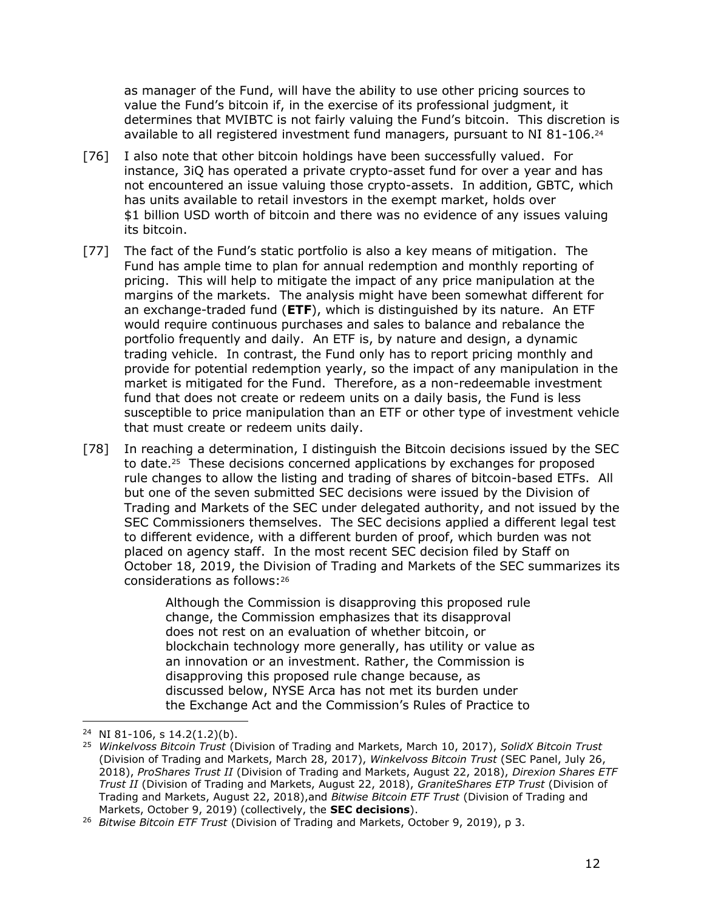as manager of the Fund, will have the ability to use other pricing sources to value the Fund's bitcoin if, in the exercise of its professional judgment, it determines that MVIBTC is not fairly valuing the Fund's bitcoin. This discretion is available to all registered investment fund managers, pursuant to NI 81-106.[24]

[76] I also note that other bitcoin holdings have been successfully valued. For instance, 3iQ has operated a private crypto-asset fund for over a year and has not encountered an issue valuing those crypto-assets. In addition, GBTC, which has units available to retail investors in the exempt market, holds over $1 billion USD worth of bitcoin and there was no evidence of any issues valuing its bitcoin.

[77] The fact of the Fund's static portfolio is also a key means of mitigation. The Fund has ample time to plan for annual redemption and monthly reporting of pricing. This will help to mitigate the impact of any price manipulation at the margins of the markets. The analysis might have been somewhat different for an exchange-traded fund (**ETF**), which is distinguished by its nature. An ETF would require continuous purchases and sales to balance and rebalance the portfolio frequently and daily. An ETF is, by nature and design, a dynamic trading vehicle. In contrast, the Fund only has to report pricing monthly and provide for potential redemption yearly, so the impact of any manipulation in the market is mitigated for the Fund. Therefore, as a non-redeemable investment fund that does not create or redeem units on a daily basis, the Fund is less susceptible to price manipulation than an ETF or other type of investment vehicle that must create or redeem units daily.

[78] In reaching a determination, I distinguish the Bitcoin decisions issued by the SEC to date.[25] These decisions concerned applications by exchanges for proposed rule changes to allow the listing and trading of shares of bitcoin-based ETFs. All but one of the seven submitted SEC decisions were issued by the Division of Trading and Markets of the SEC under delegated authority, and not issued by the SEC Commissioners themselves. The SEC decisions applied a different legal test to different evidence, with a different burden of proof, which burden was not placed on agency staff. In the most recent SEC decision filed by Staff on October 18, 2019, the Division of Trading and Markets of the SEC summarizes its considerations as follows:[26]

> Although the Commission is disapproving this proposed rule change, the Commission emphasizes that its disapproval does not rest on an evaluation of whether bitcoin, or blockchain technology more generally, has utility or value as an innovation or an investment. Rather, the Commission is disapproving this proposed rule change because, as discussed below, NYSE Arca has not met its burden under the Exchange Act and the Commission's Rules of Practice to

---

[24] NI 81-106, s 14.2(1.2)(b).

[25] *Winkelvoss Bitcoin Trust* (Division of Trading and Markets, March 10, 2017), *SolidX Bitcoin Trust* (Division of Trading and Markets, March 28, 2017), *Winkelvoss Bitcoin Trust* (SEC Panel, July 26, 2018), *ProShares Trust II* (Division of Trading and Markets, August 22, 2018), *Direxion Shares ETF Trust II* (Division of Trading and Markets, August 22, 2018), *GraniteShares ETP Trust* (Division of Trading and Markets, August 22, 2018),and *Bitwise Bitcoin ETF Trust* (Division of Trading and Markets, October 9, 2019) (collectively, the **SEC decisions**).

[26] *Bitwise Bitcoin ETF Trust* (Division of Trading and Markets, October 9, 2019), p 3.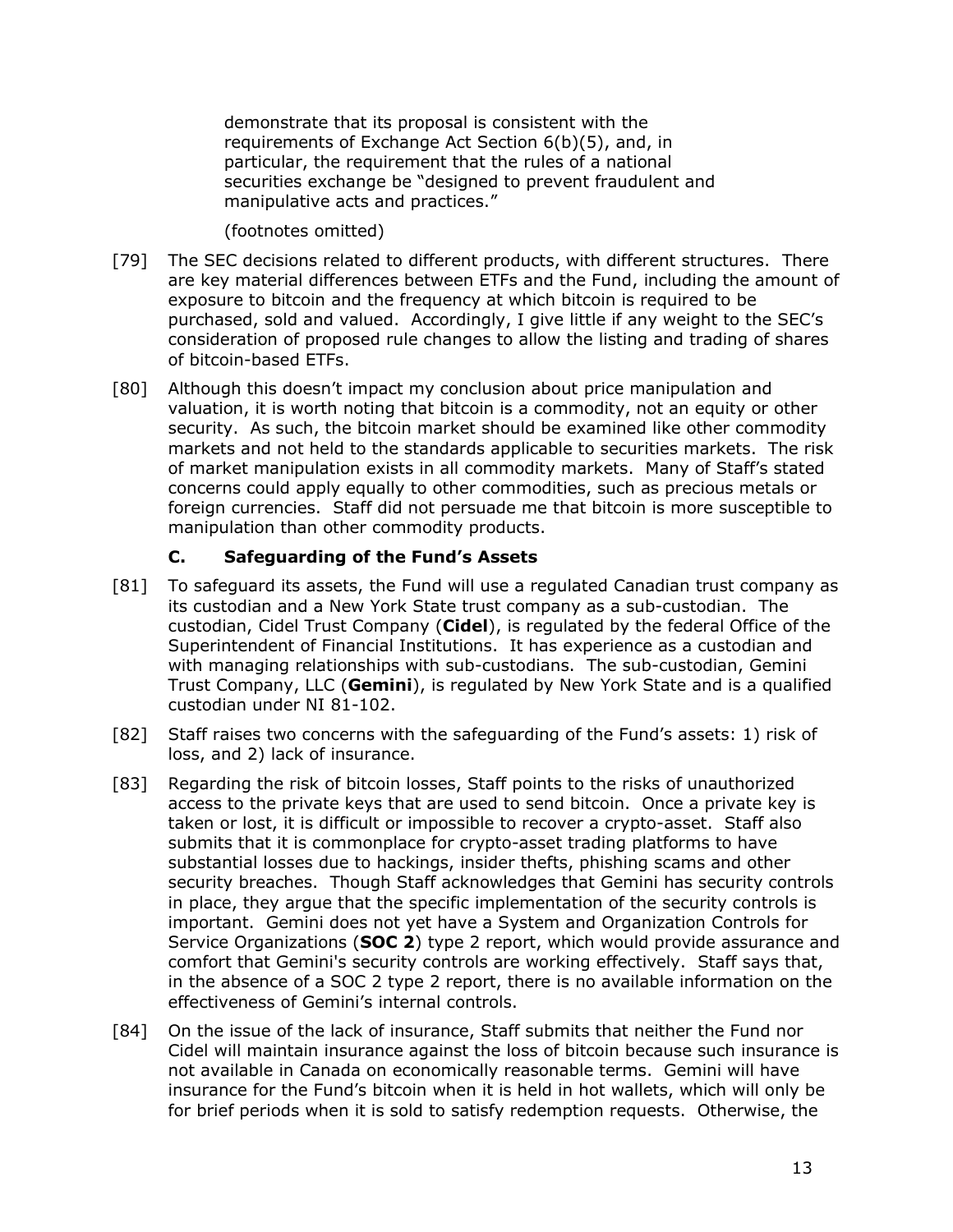demonstrate that its proposal is consistent with the requirements of Exchange Act Section 6(b)(5), and, in particular, the requirement that the rules of a national securities exchange be "designed to prevent fraudulent and manipulative acts and practices."

(footnotes omitted)

[79] The SEC decisions related to different products, with different structures. There are key material differences between ETFs and the Fund, including the amount of exposure to bitcoin and the frequency at which bitcoin is required to be purchased, sold and valued. Accordingly, I give little if any weight to the SEC's consideration of proposed rule changes to allow the listing and trading of shares of bitcoin-based ETFs.

[80] Although this doesn't impact my conclusion about price manipulation and valuation, it is worth noting that bitcoin is a commodity, not an equity or other security. As such, the bitcoin market should be examined like other commodity markets and not held to the standards applicable to securities markets. The risk of market manipulation exists in all commodity markets. Many of Staff's stated concerns could apply equally to other commodities, such as precious metals or foreign currencies. Staff did not persuade me that bitcoin is more susceptible to manipulation than other commodity products.

### C. Safeguarding of the Fund's Assets

[81] To safeguard its assets, the Fund will use a regulated Canadian trust company as its custodian and a New York State trust company as a sub-custodian. The custodian, Cidel Trust Company (**Cidel**), is regulated by the federal Office of the Superintendent of Financial Institutions. It has experience as a custodian and with managing relationships with sub-custodians. The sub-custodian, Gemini Trust Company, LLC (**Gemini**), is regulated by New York State and is a qualified custodian under NI 81-102.

[82] Staff raises two concerns with the safeguarding of the Fund's assets: 1) risk of loss, and 2) lack of insurance.

[83] Regarding the risk of bitcoin losses, Staff points to the risks of unauthorized access to the private keys that are used to send bitcoin. Once a private key is taken or lost, it is difficult or impossible to recover a crypto-asset. Staff also submits that it is commonplace for crypto-asset trading platforms to have substantial losses due to hackings, insider thefts, phishing scams and other security breaches. Though Staff acknowledges that Gemini has security controls in place, they argue that the specific implementation of the security controls is important. Gemini does not yet have a System and Organization Controls for Service Organizations (**SOC 2**) type 2 report, which would provide assurance and comfort that Gemini's security controls are working effectively. Staff says that, in the absence of a SOC 2 type 2 report, there is no available information on the effectiveness of Gemini's internal controls.

[84] On the issue of the lack of insurance, Staff submits that neither the Fund nor Cidel will maintain insurance against the loss of bitcoin because such insurance is not available in Canada on economically reasonable terms. Gemini will have insurance for the Fund's bitcoin when it is held in hot wallets, which will only be for brief periods when it is sold to satisfy redemption requests. Otherwise, the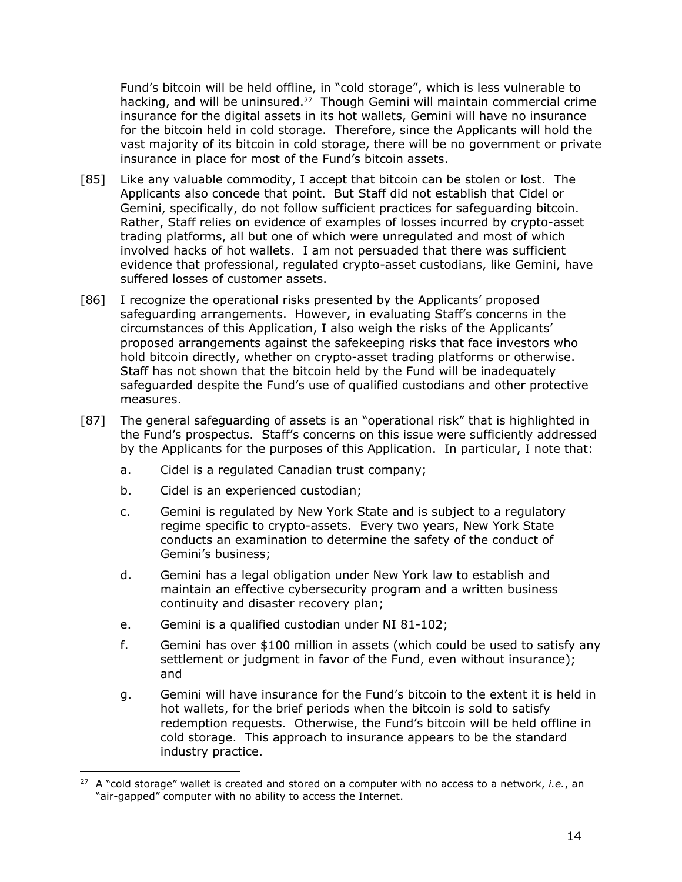Fund's bitcoin will be held offline, in "cold storage", which is less vulnerable to hacking, and will be uninsured.[27] Though Gemini will maintain commercial crime insurance for the digital assets in its hot wallets, Gemini will have no insurance for the bitcoin held in cold storage. Therefore, since the Applicants will hold the vast majority of its bitcoin in cold storage, there will be no government or private insurance in place for most of the Fund's bitcoin assets.

[85] Like any valuable commodity, I accept that bitcoin can be stolen or lost. The Applicants also concede that point. But Staff did not establish that Cidel or Gemini, specifically, do not follow sufficient practices for safeguarding bitcoin. Rather, Staff relies on evidence of examples of losses incurred by crypto-asset trading platforms, all but one of which were unregulated and most of which involved hacks of hot wallets. I am not persuaded that there was sufficient evidence that professional, regulated crypto-asset custodians, like Gemini, have suffered losses of customer assets.

[86] I recognize the operational risks presented by the Applicants' proposed safeguarding arrangements. However, in evaluating Staff's concerns in the circumstances of this Application, I also weigh the risks of the Applicants' proposed arrangements against the safekeeping risks that face investors who hold bitcoin directly, whether on crypto-asset trading platforms or otherwise. Staff has not shown that the bitcoin held by the Fund will be inadequately safeguarded despite the Fund's use of qualified custodians and other protective measures.

[87] The general safeguarding of assets is an "operational risk" that is highlighted in the Fund's prospectus. Staff's concerns on this issue were sufficiently addressed by the Applicants for the purposes of this Application. In particular, I note that:

a. Cidel is a regulated Canadian trust company;

b. Cidel is an experienced custodian;

c. Gemini is regulated by New York State and is subject to a regulatory regime specific to crypto-assets. Every two years, New York State conducts an examination to determine the safety of the conduct of Gemini's business;

d. Gemini has a legal obligation under New York law to establish and maintain an effective cybersecurity program and a written business continuity and disaster recovery plan;

e. Gemini is a qualified custodian under NI 81-102;

f. Gemini has over $100 million in assets (which could be used to satisfy any settlement or judgment in favor of the Fund, even without insurance); and

g. Gemini will have insurance for the Fund's bitcoin to the extent it is held in hot wallets, for the brief periods when the bitcoin is sold to satisfy redemption requests. Otherwise, the Fund's bitcoin will be held offline in cold storage. This approach to insurance appears to be the standard industry practice.

---

[27] A "cold storage" wallet is created and stored on a computer with no access to a network, *i.e.*, an "air-gapped" computer with no ability to access the Internet.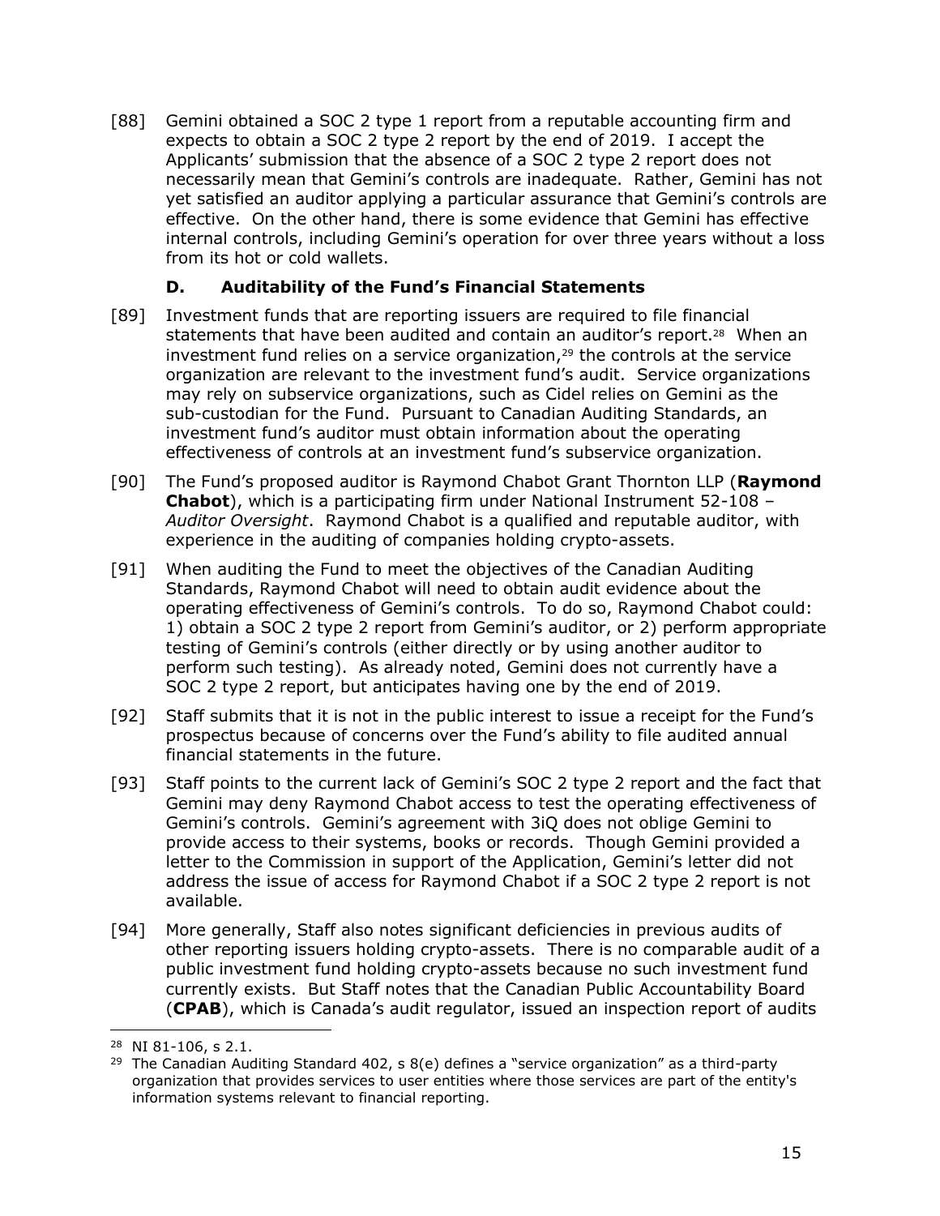[88] Gemini obtained a SOC 2 type 1 report from a reputable accounting firm and expects to obtain a SOC 2 type 2 report by the end of 2019. I accept the Applicants' submission that the absence of a SOC 2 type 2 report does not necessarily mean that Gemini's controls are inadequate. Rather, Gemini has not yet satisfied an auditor applying a particular assurance that Gemini's controls are effective. On the other hand, there is some evidence that Gemini has effective internal controls, including Gemini's operation for over three years without a loss from its hot or cold wallets.

### D. Auditability of the Fund's Financial Statements

[89] Investment funds that are reporting issuers are required to file financial statements that have been audited and contain an auditor's report.[28] When an investment fund relies on a service organization,[29] the controls at the service organization are relevant to the investment fund's audit. Service organizations may rely on subservice organizations, such as Cidel relies on Gemini as the sub-custodian for the Fund. Pursuant to Canadian Auditing Standards, an investment fund's auditor must obtain information about the operating effectiveness of controls at an investment fund's subservice organization.

[90] The Fund's proposed auditor is Raymond Chabot Grant Thornton LLP (**Raymond Chabot**), which is a participating firm under National Instrument 52-108 – *Auditor Oversight*. Raymond Chabot is a qualified and reputable auditor, with experience in the auditing of companies holding crypto-assets.

[91] When auditing the Fund to meet the objectives of the Canadian Auditing Standards, Raymond Chabot will need to obtain audit evidence about the operating effectiveness of Gemini's controls. To do so, Raymond Chabot could: 1) obtain a SOC 2 type 2 report from Gemini's auditor, or 2) perform appropriate testing of Gemini's controls (either directly or by using another auditor to perform such testing). As already noted, Gemini does not currently have a SOC 2 type 2 report, but anticipates having one by the end of 2019.

[92] Staff submits that it is not in the public interest to issue a receipt for the Fund's prospectus because of concerns over the Fund's ability to file audited annual financial statements in the future.

[93] Staff points to the current lack of Gemini's SOC 2 type 2 report and the fact that Gemini may deny Raymond Chabot access to test the operating effectiveness of Gemini's controls. Gemini's agreement with 3iQ does not oblige Gemini to provide access to their systems, books or records. Though Gemini provided a letter to the Commission in support of the Application, Gemini's letter did not address the issue of access for Raymond Chabot if a SOC 2 type 2 report is not available.

[94] More generally, Staff also notes significant deficiencies in previous audits of other reporting issuers holding crypto-assets. There is no comparable audit of a public investment fund holding crypto-assets because no such investment fund currently exists. But Staff notes that the Canadian Public Accountability Board (**CPAB**), which is Canada's audit regulator, issued an inspection report of audits

---

[28] NI 81-106, s 2.1.

[29] The Canadian Auditing Standard 402, s 8(e) defines a "service organization" as a third-party organization that provides services to user entities where those services are part of the entity's information systems relevant to financial reporting.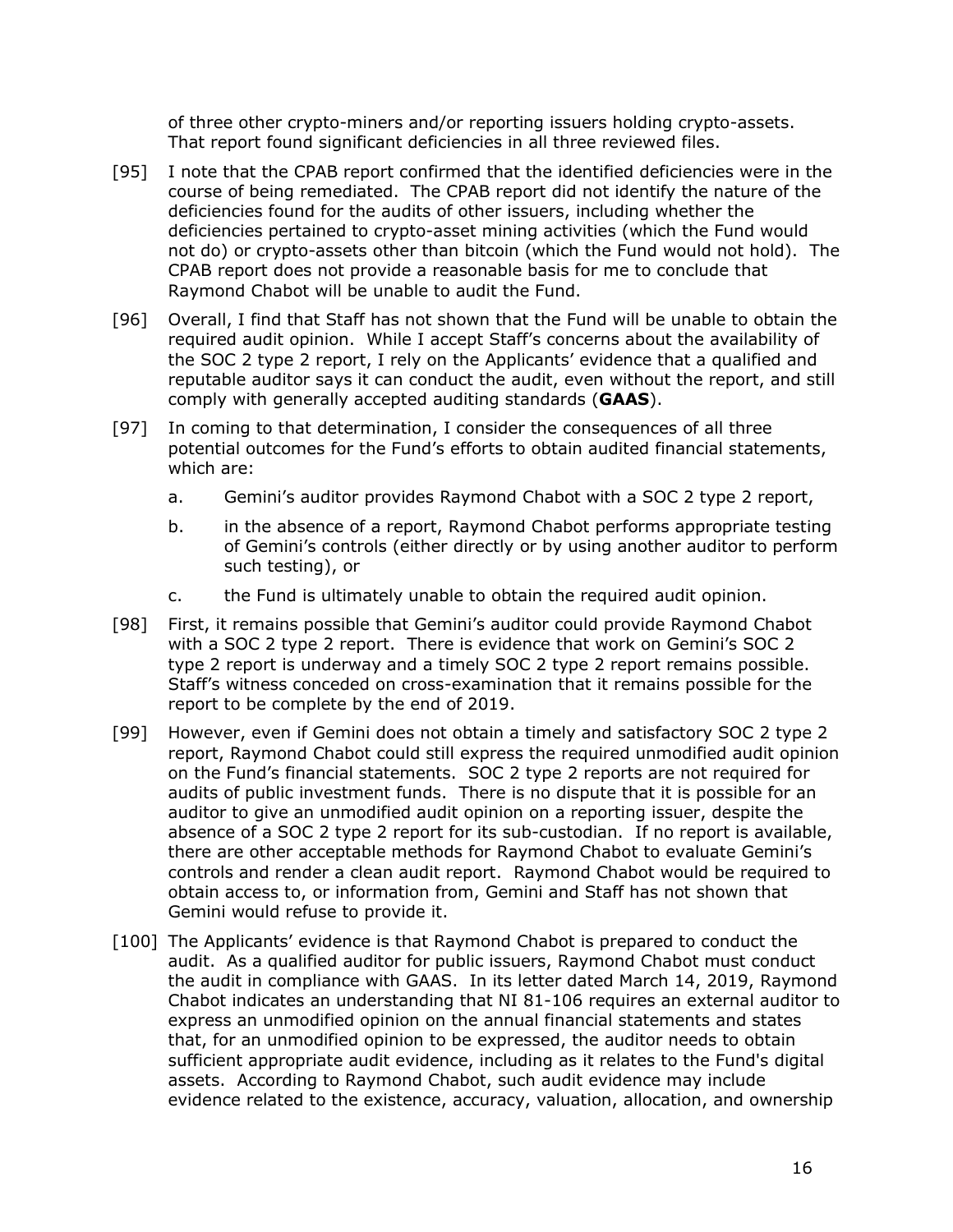of three other crypto-miners and/or reporting issuers holding crypto-assets. That report found significant deficiencies in all three reviewed files.

[95] I note that the CPAB report confirmed that the identified deficiencies were in the course of being remediated. The CPAB report did not identify the nature of the deficiencies found for the audits of other issuers, including whether the deficiencies pertained to crypto-asset mining activities (which the Fund would not do) or crypto-assets other than bitcoin (which the Fund would not hold). The CPAB report does not provide a reasonable basis for me to conclude that Raymond Chabot will be unable to audit the Fund.

[96] Overall, I find that Staff has not shown that the Fund will be unable to obtain the required audit opinion. While I accept Staff's concerns about the availability of the SOC 2 type 2 report, I rely on the Applicants' evidence that a qualified and reputable auditor says it can conduct the audit, even without the report, and still comply with generally accepted auditing standards (**GAAS**).

[97] In coming to that determination, I consider the consequences of all three potential outcomes for the Fund's efforts to obtain audited financial statements, which are:

a. Gemini's auditor provides Raymond Chabot with a SOC 2 type 2 report,

b. in the absence of a report, Raymond Chabot performs appropriate testing of Gemini's controls (either directly or by using another auditor to perform such testing), or

c. the Fund is ultimately unable to obtain the required audit opinion.

[98] First, it remains possible that Gemini's auditor could provide Raymond Chabot with a SOC 2 type 2 report. There is evidence that work on Gemini's SOC 2 type 2 report is underway and a timely SOC 2 type 2 report remains possible. Staff's witness conceded on cross-examination that it remains possible for the report to be complete by the end of 2019.

[99] However, even if Gemini does not obtain a timely and satisfactory SOC 2 type 2 report, Raymond Chabot could still express the required unmodified audit opinion on the Fund's financial statements. SOC 2 type 2 reports are not required for audits of public investment funds. There is no dispute that it is possible for an auditor to give an unmodified audit opinion on a reporting issuer, despite the absence of a SOC 2 type 2 report for its sub-custodian. If no report is available, there are other acceptable methods for Raymond Chabot to evaluate Gemini's controls and render a clean audit report. Raymond Chabot would be required to obtain access to, or information from, Gemini and Staff has not shown that Gemini would refuse to provide it.

[100] The Applicants' evidence is that Raymond Chabot is prepared to conduct the audit. As a qualified auditor for public issuers, Raymond Chabot must conduct the audit in compliance with GAAS. In its letter dated March 14, 2019, Raymond Chabot indicates an understanding that NI 81-106 requires an external auditor to express an unmodified opinion on the annual financial statements and states that, for an unmodified opinion to be expressed, the auditor needs to obtain sufficient appropriate audit evidence, including as it relates to the Fund's digital assets. According to Raymond Chabot, such audit evidence may include evidence related to the existence, accuracy, valuation, allocation, and ownership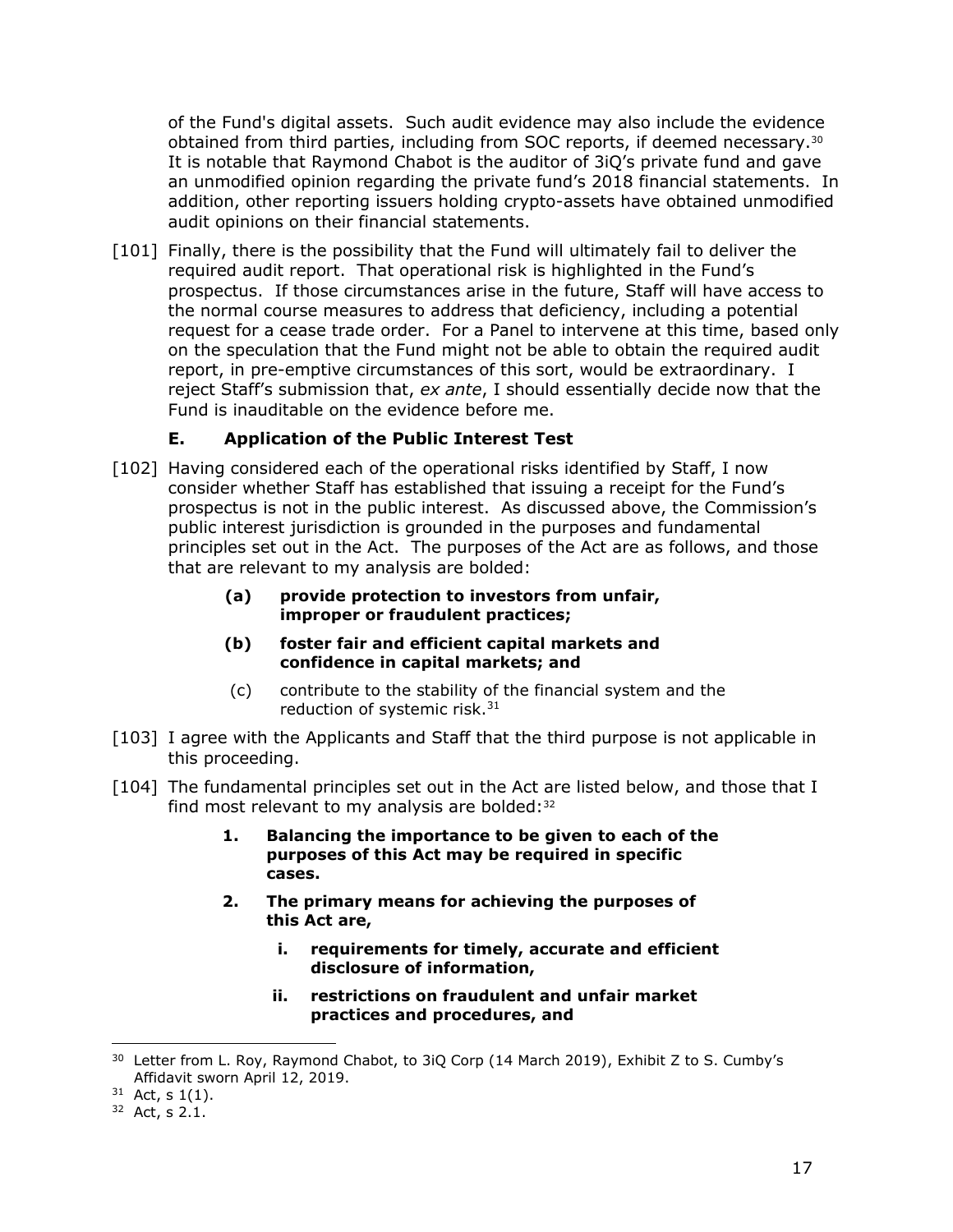of the Fund's digital assets. Such audit evidence may also include the evidence obtained from third parties, including from SOC reports, if deemed necessary.[30] It is notable that Raymond Chabot is the auditor of 3iQ's private fund and gave an unmodified opinion regarding the private fund's 2018 financial statements. In addition, other reporting issuers holding crypto-assets have obtained unmodified audit opinions on their financial statements.

[101] Finally, there is the possibility that the Fund will ultimately fail to deliver the required audit report. That operational risk is highlighted in the Fund's prospectus. If those circumstances arise in the future, Staff will have access to the normal course measures to address that deficiency, including a potential request for a cease trade order. For a Panel to intervene at this time, based only on the speculation that the Fund might not be able to obtain the required audit report, in pre-emptive circumstances of this sort, would be extraordinary. I reject Staff's submission that, *ex ante*, I should essentially decide now that the Fund is inauditable on the evidence before me.

### E. Application of the Public Interest Test

[102] Having considered each of the operational risks identified by Staff, I now consider whether Staff has established that issuing a receipt for the Fund's prospectus is not in the public interest. As discussed above, the Commission's public interest jurisdiction is grounded in the purposes and fundamental principles set out in the Act. The purposes of the Act are as follows, and those that are relevant to my analysis are bolded:

> **(a) provide protection to investors from unfair, improper or fraudulent practices;**
>
> **(b) foster fair and efficient capital markets and confidence in capital markets; and**
>
> (c) contribute to the stability of the financial system and the reduction of systemic risk.[31]

[103] I agree with the Applicants and Staff that the third purpose is not applicable in this proceeding.

[104] The fundamental principles set out in the Act are listed below, and those that I find most relevant to my analysis are bolded:[32]

> **1. Balancing the importance to be given to each of the purposes of this Act may be required in specific cases.**
>
> **2. The primary means for achieving the purposes of this Act are,**
>
> **i. requirements for timely, accurate and efficient disclosure of information,**
>
> **ii. restrictions on fraudulent and unfair market practices and procedures, and**

---

[30] Letter from L. Roy, Raymond Chabot, to 3iQ Corp (14 March 2019), Exhibit Z to S. Cumby's Affidavit sworn April 12, 2019.

[31] Act, s 1(1).

[32] Act, s 2.1.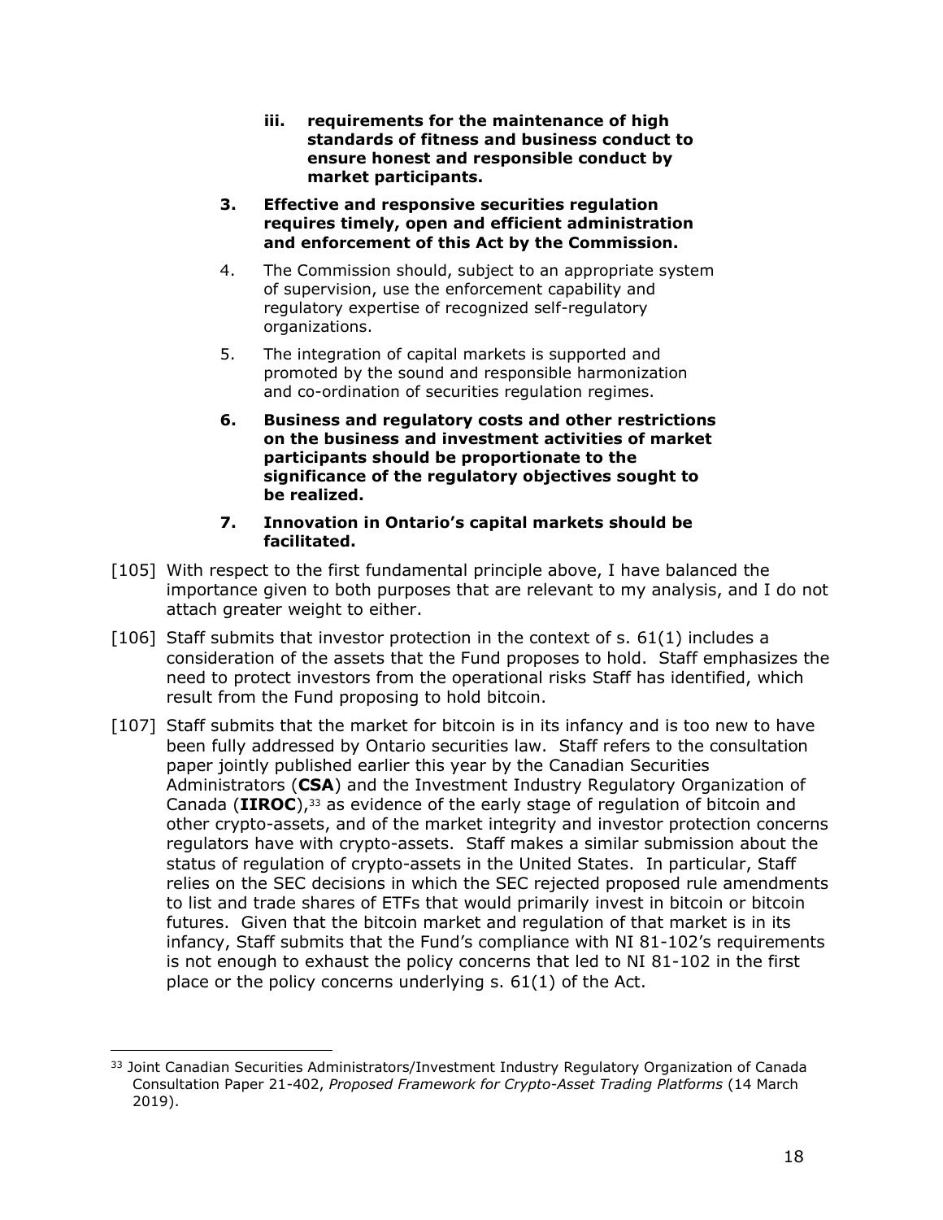- **iii. requirements for the maintenance of high standards of fitness and business conduct to ensure honest and responsible conduct by market participants.**

**3. Effective and responsive securities regulation requires timely, open and efficient administration and enforcement of this Act by the Commission.**

4. The Commission should, subject to an appropriate system of supervision, use the enforcement capability and regulatory expertise of recognized self-regulatory organizations.

5. The integration of capital markets is supported and promoted by the sound and responsible harmonization and co-ordination of securities regulation regimes.

**6. Business and regulatory costs and other restrictions on the business and investment activities of market participants should be proportionate to the significance of the regulatory objectives sought to be realized.**

**7. Innovation in Ontario's capital markets should be facilitated.**

[105] With respect to the first fundamental principle above, I have balanced the importance given to both purposes that are relevant to my analysis, and I do not attach greater weight to either.

[106] Staff submits that investor protection in the context of s. 61(1) includes a consideration of the assets that the Fund proposes to hold. Staff emphasizes the need to protect investors from the operational risks Staff has identified, which result from the Fund proposing to hold bitcoin.

[107] Staff submits that the market for bitcoin is in its infancy and is too new to have been fully addressed by Ontario securities law. Staff refers to the consultation paper jointly published earlier this year by the Canadian Securities Administrators (**CSA**) and the Investment Industry Regulatory Organization of Canada (**IIROC**),[33] as evidence of the early stage of regulation of bitcoin and other crypto-assets, and of the market integrity and investor protection concerns regulators have with crypto-assets. Staff makes a similar submission about the status of regulation of crypto-assets in the United States. In particular, Staff relies on the SEC decisions in which the SEC rejected proposed rule amendments to list and trade shares of ETFs that would primarily invest in bitcoin or bitcoin futures. Given that the bitcoin market and regulation of that market is in its infancy, Staff submits that the Fund's compliance with NI 81-102's requirements is not enough to exhaust the policy concerns that led to NI 81-102 in the first place or the policy concerns underlying s. 61(1) of the Act.

---

[33] Joint Canadian Securities Administrators/Investment Industry Regulatory Organization of Canada Consultation Paper 21-402, *Proposed Framework for Crypto-Asset Trading Platforms* (14 March 2019).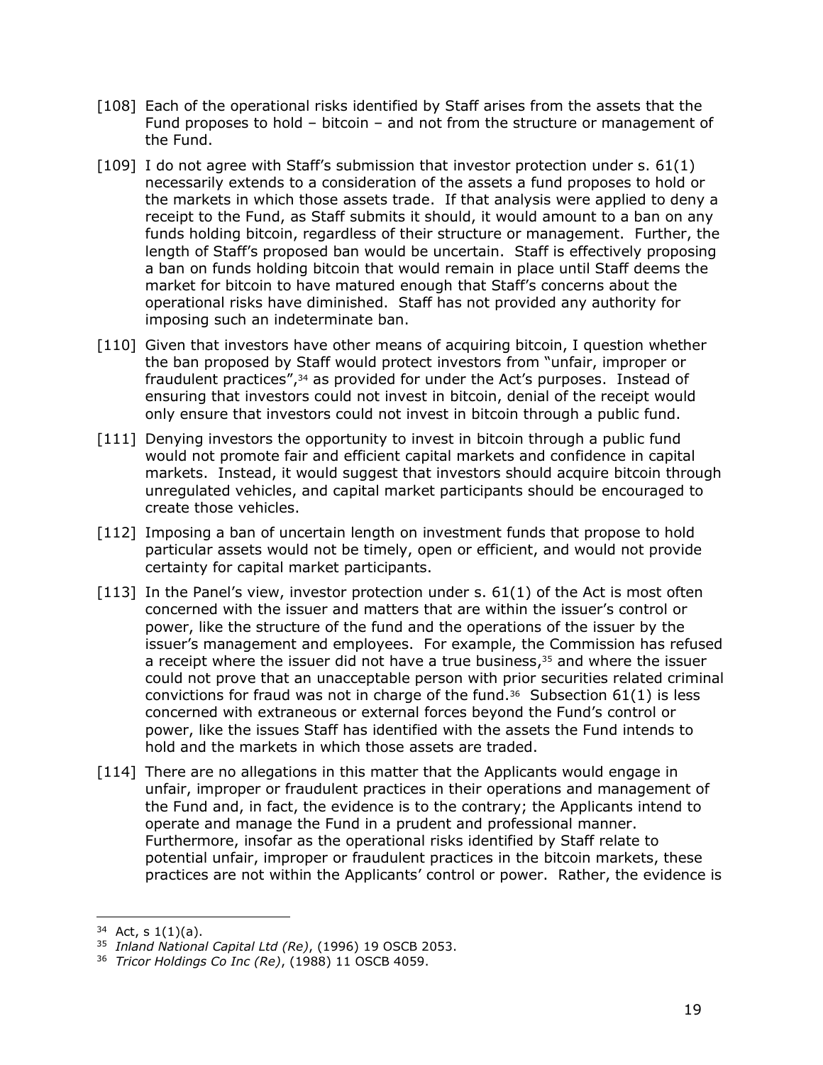[108] Each of the operational risks identified by Staff arises from the assets that the Fund proposes to hold – bitcoin – and not from the structure or management of the Fund.

[109] I do not agree with Staff's submission that investor protection under s. 61(1) necessarily extends to a consideration of the assets a fund proposes to hold or the markets in which those assets trade. If that analysis were applied to deny a receipt to the Fund, as Staff submits it should, it would amount to a ban on any funds holding bitcoin, regardless of their structure or management. Further, the length of Staff's proposed ban would be uncertain. Staff is effectively proposing a ban on funds holding bitcoin that would remain in place until Staff deems the market for bitcoin to have matured enough that Staff's concerns about the operational risks have diminished. Staff has not provided any authority for imposing such an indeterminate ban.

[110] Given that investors have other means of acquiring bitcoin, I question whether the ban proposed by Staff would protect investors from "unfair, improper or fraudulent practices",[34] as provided for under the Act's purposes. Instead of ensuring that investors could not invest in bitcoin, denial of the receipt would only ensure that investors could not invest in bitcoin through a public fund.

[111] Denying investors the opportunity to invest in bitcoin through a public fund would not promote fair and efficient capital markets and confidence in capital markets. Instead, it would suggest that investors should acquire bitcoin through unregulated vehicles, and capital market participants should be encouraged to create those vehicles.

[112] Imposing a ban of uncertain length on investment funds that propose to hold particular assets would not be timely, open or efficient, and would not provide certainty for capital market participants.

[113] In the Panel's view, investor protection under s. 61(1) of the Act is most often concerned with the issuer and matters that are within the issuer's control or power, like the structure of the fund and the operations of the issuer by the issuer's management and employees. For example, the Commission has refused a receipt where the issuer did not have a true business,[35] and where the issuer could not prove that an unacceptable person with prior securities related criminal convictions for fraud was not in charge of the fund.[36] Subsection 61(1) is less concerned with extraneous or external forces beyond the Fund's control or power, like the issues Staff has identified with the assets the Fund intends to hold and the markets in which those assets are traded.

[114] There are no allegations in this matter that the Applicants would engage in unfair, improper or fraudulent practices in their operations and management of the Fund and, in fact, the evidence is to the contrary; the Applicants intend to operate and manage the Fund in a prudent and professional manner. Furthermore, insofar as the operational risks identified by Staff relate to potential unfair, improper or fraudulent practices in the bitcoin markets, these practices are not within the Applicants' control or power. Rather, the evidence is

---

[34] Act, s 1(1)(a).

[35] *Inland National Capital Ltd (Re)*, (1996) 19 OSCB 2053.

[36] *Tricor Holdings Co Inc (Re)*, (1988) 11 OSCB 4059.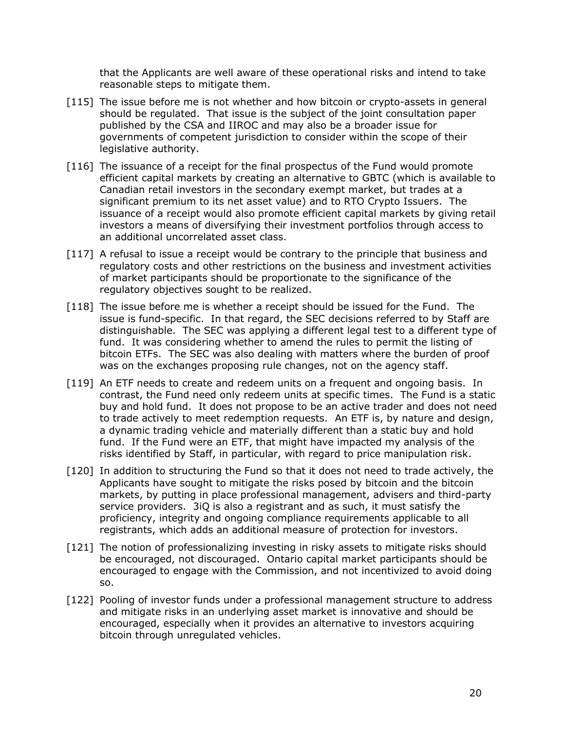that the Applicants are well aware of these operational risks and intend to take reasonable steps to mitigate them.

[115] The issue before me is not whether and how bitcoin or crypto-assets in general should be regulated. That issue is the subject of the joint consultation paper published by the CSA and IIROC and may also be a broader issue for governments of competent jurisdiction to consider within the scope of their legislative authority.

[116] The issuance of a receipt for the final prospectus of the Fund would promote efficient capital markets by creating an alternative to GBTC (which is available to Canadian retail investors in the secondary exempt market, but trades at a significant premium to its net asset value) and to RTO Crypto Issuers. The issuance of a receipt would also promote efficient capital markets by giving retail investors a means of diversifying their investment portfolios through access to an additional uncorrelated asset class.

[117] A refusal to issue a receipt would be contrary to the principle that business and regulatory costs and other restrictions on the business and investment activities of market participants should be proportionate to the significance of the regulatory objectives sought to be realized.

[118] The issue before me is whether a receipt should be issued for the Fund. The issue is fund-specific. In that regard, the SEC decisions referred to by Staff are distinguishable. The SEC was applying a different legal test to a different type of fund. It was considering whether to amend the rules to permit the listing of bitcoin ETFs. The SEC was also dealing with matters where the burden of proof was on the exchanges proposing rule changes, not on the agency staff.

[119] An ETF needs to create and redeem units on a frequent and ongoing basis. In contrast, the Fund need only redeem units at specific times. The Fund is a static buy and hold fund. It does not propose to be an active trader and does not need to trade actively to meet redemption requests. An ETF is, by nature and design, a dynamic trading vehicle and materially different than a static buy and hold fund. If the Fund were an ETF, that might have impacted my analysis of the risks identified by Staff, in particular, with regard to price manipulation risk.

[120] In addition to structuring the Fund so that it does not need to trade actively, the Applicants have sought to mitigate the risks posed by bitcoin and the bitcoin markets, by putting in place professional management, advisers and third-party service providers. 3iQ is also a registrant and as such, it must satisfy the proficiency, integrity and ongoing compliance requirements applicable to all registrants, which adds an additional measure of protection for investors.

[121] The notion of professionalizing investing in risky assets to mitigate risks should be encouraged, not discouraged. Ontario capital market participants should be encouraged to engage with the Commission, and not incentivized to avoid doing so.

[122] Pooling of investor funds under a professional management structure to address and mitigate risks in an underlying asset market is innovative and should be encouraged, especially when it provides an alternative to investors acquiring bitcoin through unregulated vehicles.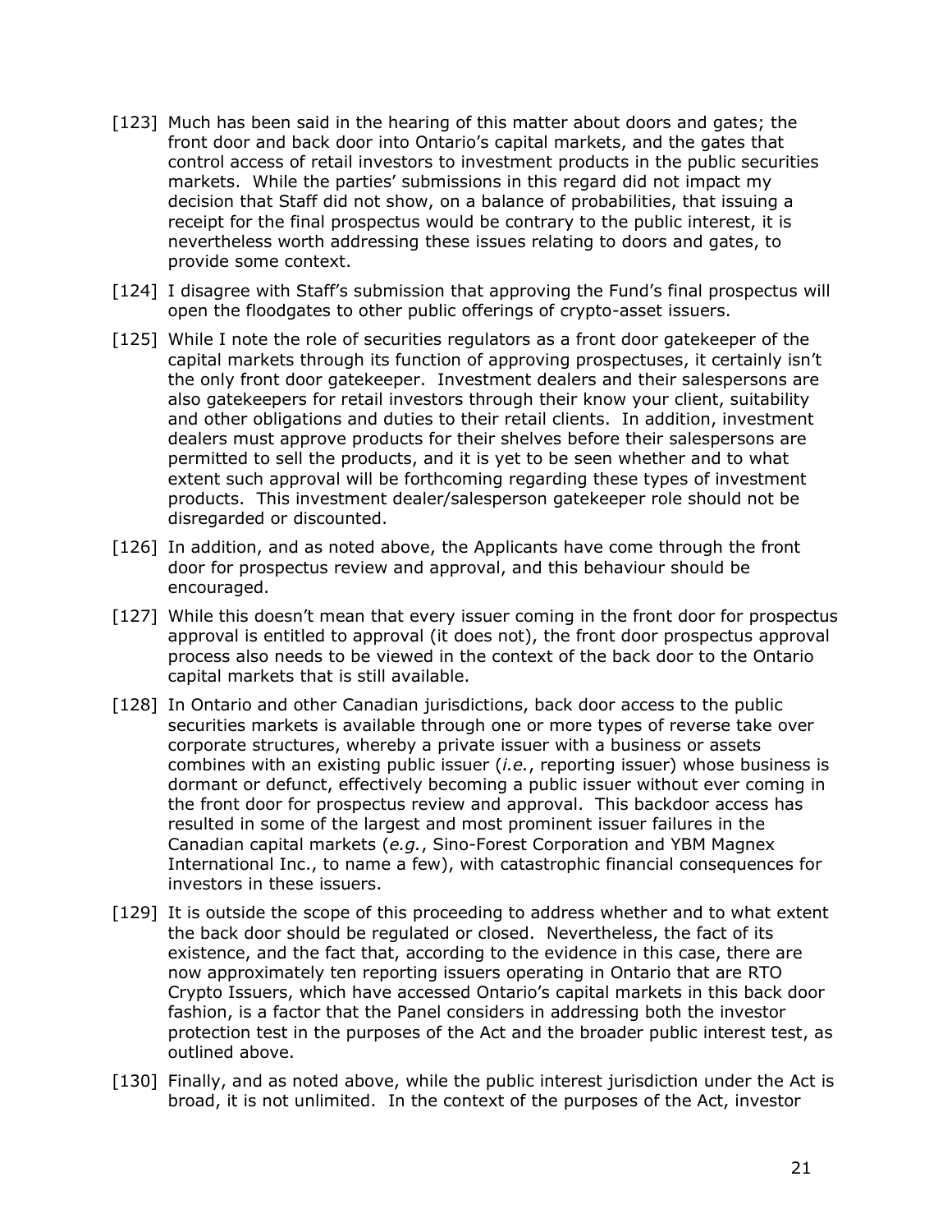[123] Much has been said in the hearing of this matter about doors and gates; the front door and back door into Ontario's capital markets, and the gates that control access of retail investors to investment products in the public securities markets. While the parties' submissions in this regard did not impact my decision that Staff did not show, on a balance of probabilities, that issuing a receipt for the final prospectus would be contrary to the public interest, it is nevertheless worth addressing these issues relating to doors and gates, to provide some context.

[124] I disagree with Staff's submission that approving the Fund's final prospectus will open the floodgates to other public offerings of crypto-asset issuers.

[125] While I note the role of securities regulators as a front door gatekeeper of the capital markets through its function of approving prospectuses, it certainly isn't the only front door gatekeeper. Investment dealers and their salespersons are also gatekeepers for retail investors through their know your client, suitability and other obligations and duties to their retail clients. In addition, investment dealers must approve products for their shelves before their salespersons are permitted to sell the products, and it is yet to be seen whether and to what extent such approval will be forthcoming regarding these types of investment products. This investment dealer/salesperson gatekeeper role should not be disregarded or discounted.

[126] In addition, and as noted above, the Applicants have come through the front door for prospectus review and approval, and this behaviour should be encouraged.

[127] While this doesn't mean that every issuer coming in the front door for prospectus approval is entitled to approval (it does not), the front door prospectus approval process also needs to be viewed in the context of the back door to the Ontario capital markets that is still available.

[128] In Ontario and other Canadian jurisdictions, back door access to the public securities markets is available through one or more types of reverse take over corporate structures, whereby a private issuer with a business or assets combines with an existing public issuer (*i.e.*, reporting issuer) whose business is dormant or defunct, effectively becoming a public issuer without ever coming in the front door for prospectus review and approval. This backdoor access has resulted in some of the largest and most prominent issuer failures in the Canadian capital markets (*e.g.*, Sino-Forest Corporation and YBM Magnex International Inc., to name a few), with catastrophic financial consequences for investors in these issuers.

[129] It is outside the scope of this proceeding to address whether and to what extent the back door should be regulated or closed. Nevertheless, the fact of its existence, and the fact that, according to the evidence in this case, there are now approximately ten reporting issuers operating in Ontario that are RTO Crypto Issuers, which have accessed Ontario's capital markets in this back door fashion, is a factor that the Panel considers in addressing both the investor protection test in the purposes of the Act and the broader public interest test, as outlined above.

[130] Finally, and as noted above, while the public interest jurisdiction under the Act is broad, it is not unlimited. In the context of the purposes of the Act, investor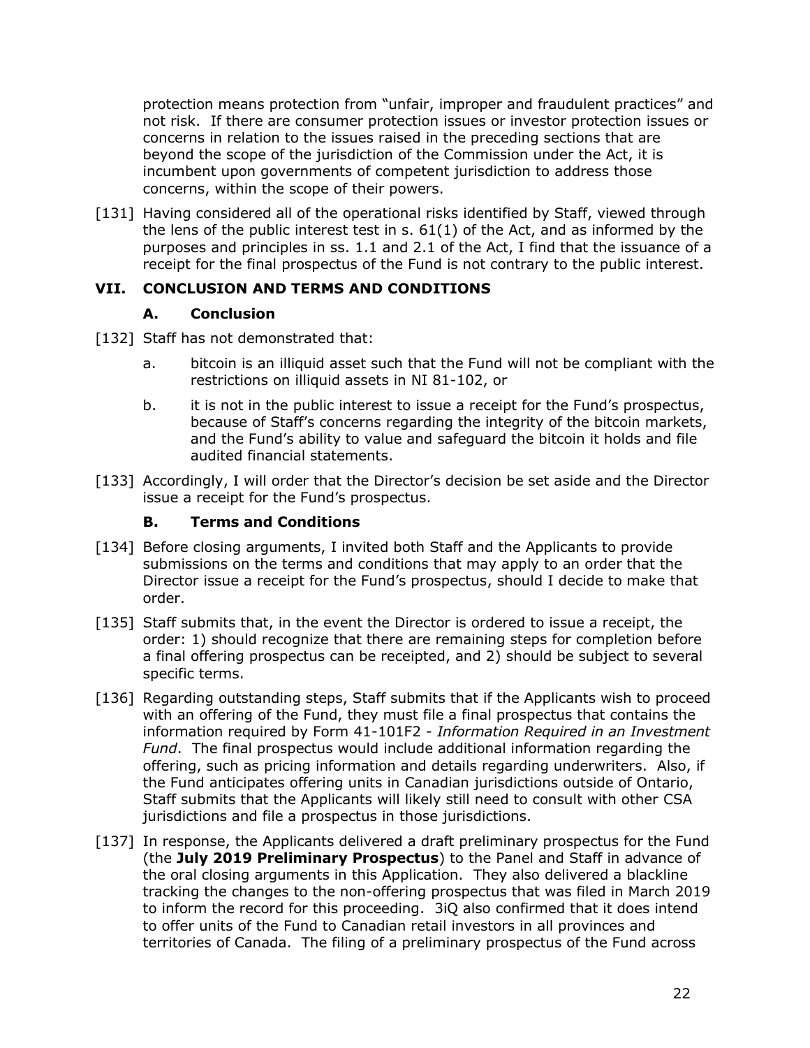protection means protection from "unfair, improper and fraudulent practices" and not risk. If there are consumer protection issues or investor protection issues or concerns in relation to the issues raised in the preceding sections that are beyond the scope of the jurisdiction of the Commission under the Act, it is incumbent upon governments of competent jurisdiction to address those concerns, within the scope of their powers.

[131] Having considered all of the operational risks identified by Staff, viewed through the lens of the public interest test in s. 61(1) of the Act, and as informed by the purposes and principles in ss. 1.1 and 2.1 of the Act, I find that the issuance of a receipt for the final prospectus of the Fund is not contrary to the public interest.

## VII. CONCLUSION AND TERMS AND CONDITIONS

### A. Conclusion

[132] Staff has not demonstrated that:

a. bitcoin is an illiquid asset such that the Fund will not be compliant with the restrictions on illiquid assets in NI 81-102, or

b. it is not in the public interest to issue a receipt for the Fund's prospectus, because of Staff's concerns regarding the integrity of the bitcoin markets, and the Fund's ability to value and safeguard the bitcoin it holds and file audited financial statements.

[133] Accordingly, I will order that the Director's decision be set aside and the Director issue a receipt for the Fund's prospectus.

### B. Terms and Conditions

[134] Before closing arguments, I invited both Staff and the Applicants to provide submissions on the terms and conditions that may apply to an order that the Director issue a receipt for the Fund's prospectus, should I decide to make that order.

[135] Staff submits that, in the event the Director is ordered to issue a receipt, the order: 1) should recognize that there are remaining steps for completion before a final offering prospectus can be receipted, and 2) should be subject to several specific terms.

[136] Regarding outstanding steps, Staff submits that if the Applicants wish to proceed with an offering of the Fund, they must file a final prospectus that contains the information required by Form 41-101F2 - *Information Required in an Investment Fund*. The final prospectus would include additional information regarding the offering, such as pricing information and details regarding underwriters. Also, if the Fund anticipates offering units in Canadian jurisdictions outside of Ontario, Staff submits that the Applicants will likely still need to consult with other CSA jurisdictions and file a prospectus in those jurisdictions.

[137] In response, the Applicants delivered a draft preliminary prospectus for the Fund (the **July 2019 Preliminary Prospectus**) to the Panel and Staff in advance of the oral closing arguments in this Application. They also delivered a blackline tracking the changes to the non-offering prospectus that was filed in March 2019 to inform the record for this proceeding. 3iQ also confirmed that it does intend to offer units of the Fund to Canadian retail investors in all provinces and territories of Canada. The filing of a preliminary prospectus of the Fund across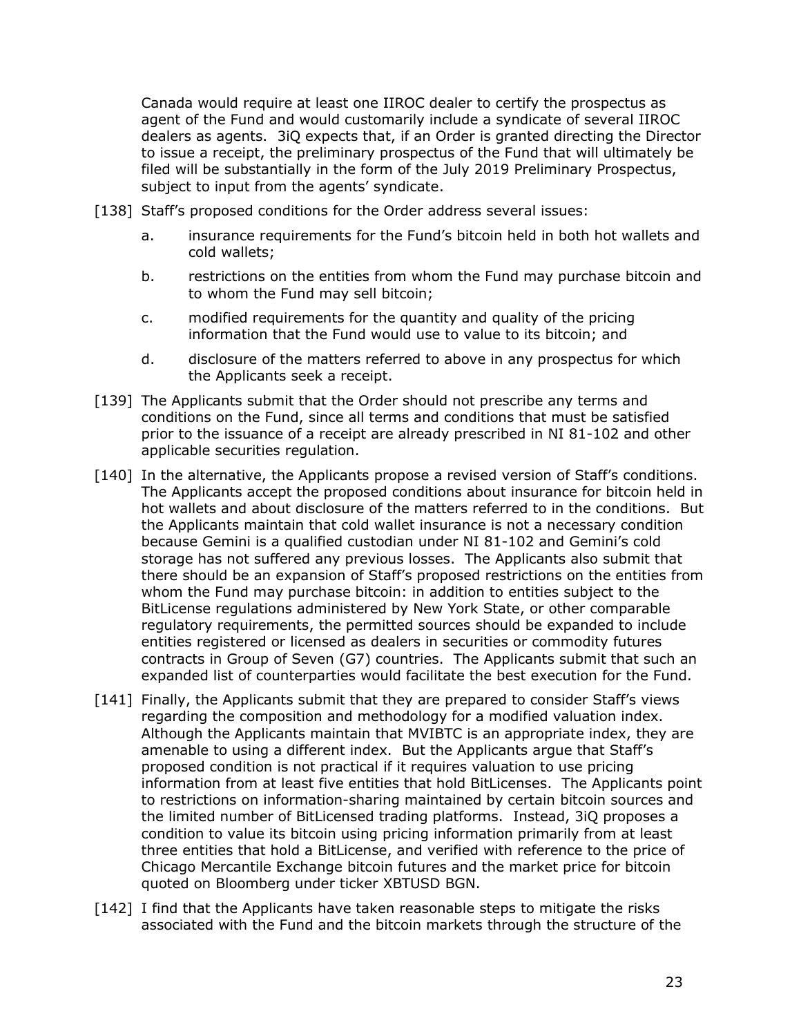Canada would require at least one IIROC dealer to certify the prospectus as agent of the Fund and would customarily include a syndicate of several IIROC dealers as agents. 3iQ expects that, if an Order is granted directing the Director to issue a receipt, the preliminary prospectus of the Fund that will ultimately be filed will be substantially in the form of the July 2019 Preliminary Prospectus, subject to input from the agents' syndicate.

[138] Staff's proposed conditions for the Order address several issues:

   a. insurance requirements for the Fund's bitcoin held in both hot wallets and cold wallets;

   b. restrictions on the entities from whom the Fund may purchase bitcoin and to whom the Fund may sell bitcoin;

   c. modified requirements for the quantity and quality of the pricing information that the Fund would use to value to its bitcoin; and

   d. disclosure of the matters referred to above in any prospectus for which the Applicants seek a receipt.

[139] The Applicants submit that the Order should not prescribe any terms and conditions on the Fund, since all terms and conditions that must be satisfied prior to the issuance of a receipt are already prescribed in NI 81-102 and other applicable securities regulation.

[140] In the alternative, the Applicants propose a revised version of Staff's conditions. The Applicants accept the proposed conditions about insurance for bitcoin held in hot wallets and about disclosure of the matters referred to in the conditions. But the Applicants maintain that cold wallet insurance is not a necessary condition because Gemini is a qualified custodian under NI 81-102 and Gemini's cold storage has not suffered any previous losses. The Applicants also submit that there should be an expansion of Staff's proposed restrictions on the entities from whom the Fund may purchase bitcoin: in addition to entities subject to the BitLicense regulations administered by New York State, or other comparable regulatory requirements, the permitted sources should be expanded to include entities registered or licensed as dealers in securities or commodity futures contracts in Group of Seven (G7) countries. The Applicants submit that such an expanded list of counterparties would facilitate the best execution for the Fund.

[141] Finally, the Applicants submit that they are prepared to consider Staff's views regarding the composition and methodology for a modified valuation index. Although the Applicants maintain that MVIBTC is an appropriate index, they are amenable to using a different index. But the Applicants argue that Staff's proposed condition is not practical if it requires valuation to use pricing information from at least five entities that hold BitLicenses. The Applicants point to restrictions on information-sharing maintained by certain bitcoin sources and the limited number of BitLicensed trading platforms. Instead, 3iQ proposes a condition to value its bitcoin using pricing information primarily from at least three entities that hold a BitLicense, and verified with reference to the price of Chicago Mercantile Exchange bitcoin futures and the market price for bitcoin quoted on Bloomberg under ticker XBTUSD BGN.

[142] I find that the Applicants have taken reasonable steps to mitigate the risks associated with the Fund and the bitcoin markets through the structure of the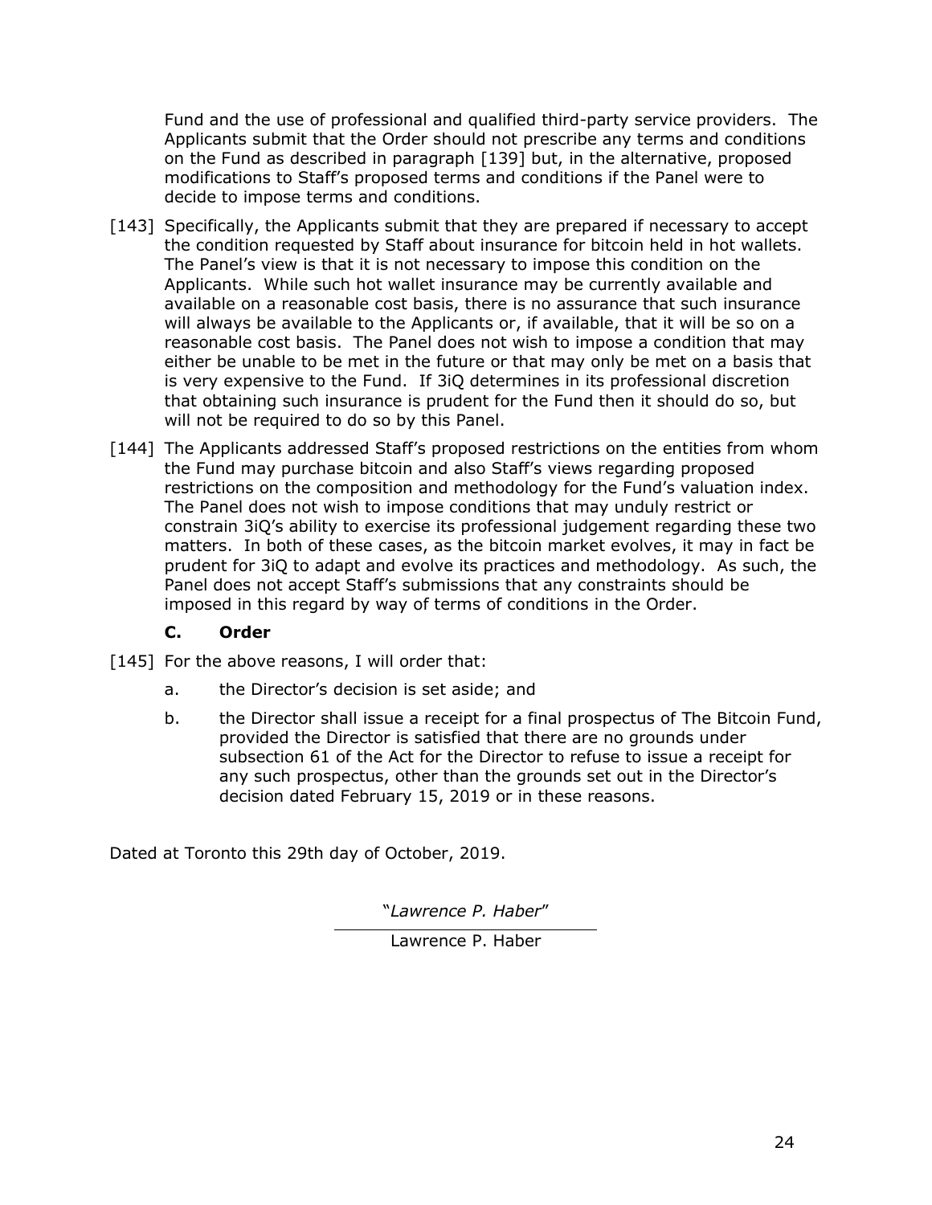Fund and the use of professional and qualified third-party service providers. The Applicants submit that the Order should not prescribe any terms and conditions on the Fund as described in paragraph [139] but, in the alternative, proposed modifications to Staff's proposed terms and conditions if the Panel were to decide to impose terms and conditions.

[143] Specifically, the Applicants submit that they are prepared if necessary to accept the condition requested by Staff about insurance for bitcoin held in hot wallets. The Panel's view is that it is not necessary to impose this condition on the Applicants. While such hot wallet insurance may be currently available and available on a reasonable cost basis, there is no assurance that such insurance will always be available to the Applicants or, if available, that it will be so on a reasonable cost basis. The Panel does not wish to impose a condition that may either be unable to be met in the future or that may only be met on a basis that is very expensive to the Fund. If 3iQ determines in its professional discretion that obtaining such insurance is prudent for the Fund then it should do so, but will not be required to do so by this Panel.

[144] The Applicants addressed Staff's proposed restrictions on the entities from whom the Fund may purchase bitcoin and also Staff's views regarding proposed restrictions on the composition and methodology for the Fund's valuation index. The Panel does not wish to impose conditions that may unduly restrict or constrain 3iQ's ability to exercise its professional judgement regarding these two matters. In both of these cases, as the bitcoin market evolves, it may in fact be prudent for 3iQ to adapt and evolve its practices and methodology. As such, the Panel does not accept Staff's submissions that any constraints should be imposed in this regard by way of terms of conditions in the Order.

### C. Order

[145] For the above reasons, I will order that:

a. the Director's decision is set aside; and

b. the Director shall issue a receipt for a final prospectus of The Bitcoin Fund, provided the Director is satisfied that there are no grounds under subsection 61 of the Act for the Director to refuse to issue a receipt for any such prospectus, other than the grounds set out in the Director's decision dated February 15, 2019 or in these reasons.

Dated at Toronto this 29th day of October, 2019.

"*Lawrence P. Haber*"

Lawrence P. Haber